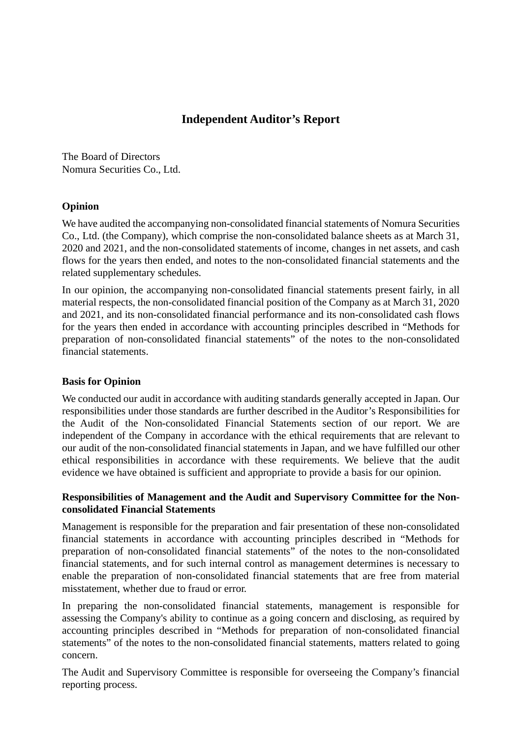# Independent Auditor's Report

The Board of Directors
Nomura Securities Co., Ltd.

### Opinion

We have audited the accompanying non-consolidated financial statements of Nomura Securities Co., Ltd. (the Company), which comprise the non-consolidated balance sheets as at March 31, 2020 and 2021, and the non-consolidated statements of income, changes in net assets, and cash flows for the years then ended, and notes to the non-consolidated financial statements and the related supplementary schedules.

In our opinion, the accompanying non-consolidated financial statements present fairly, in all material respects, the non-consolidated financial position of the Company as at March 31, 2020 and 2021, and its non-consolidated financial performance and its non-consolidated cash flows for the years then ended in accordance with accounting principles described in "Methods for preparation of non-consolidated financial statements" of the notes to the non-consolidated financial statements.

### Basis for Opinion

We conducted our audit in accordance with auditing standards generally accepted in Japan. Our responsibilities under those standards are further described in the Auditor's Responsibilities for the Audit of the Non-consolidated Financial Statements section of our report. We are independent of the Company in accordance with the ethical requirements that are relevant to our audit of the non-consolidated financial statements in Japan, and we have fulfilled our other ethical responsibilities in accordance with these requirements. We believe that the audit evidence we have obtained is sufficient and appropriate to provide a basis for our opinion.

### Responsibilities of Management and the Audit and Supervisory Committee for the Non-consolidated Financial Statements

Management is responsible for the preparation and fair presentation of these non-consolidated financial statements in accordance with accounting principles described in "Methods for preparation of non-consolidated financial statements" of the notes to the non-consolidated financial statements, and for such internal control as management determines is necessary to enable the preparation of non-consolidated financial statements that are free from material misstatement, whether due to fraud or error.

In preparing the non-consolidated financial statements, management is responsible for assessing the Company's ability to continue as a going concern and disclosing, as required by accounting principles described in "Methods for preparation of non-consolidated financial statements" of the notes to the non-consolidated financial statements, matters related to going concern.

The Audit and Supervisory Committee is responsible for overseeing the Company's financial reporting process.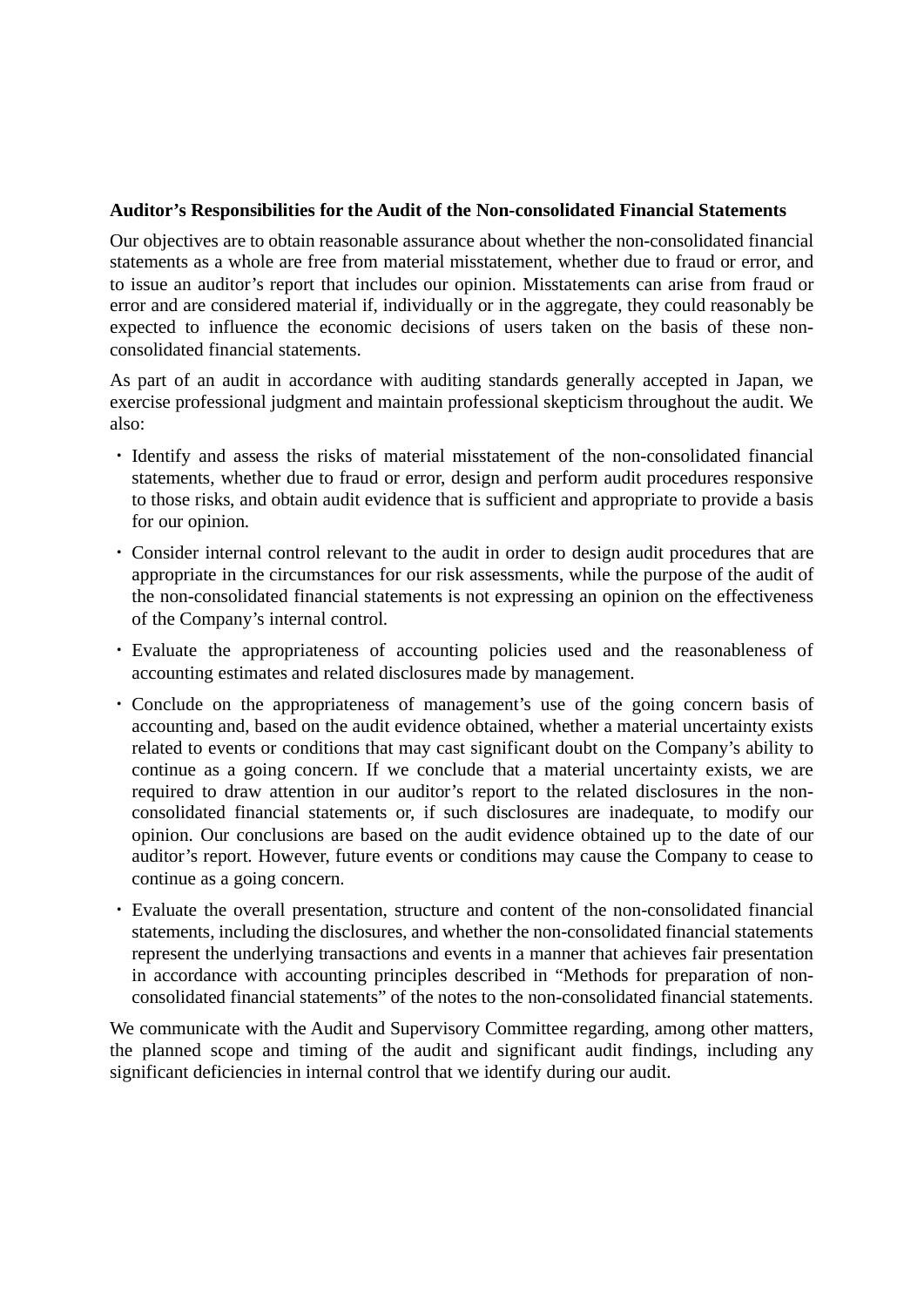**Auditor’s Responsibilities for the Audit of the Non-consolidated Financial Statements**

Our objectives are to obtain reasonable assurance about whether the non-consolidated financial statements as a whole are free from material misstatement, whether due to fraud or error, and to issue an auditor’s report that includes our opinion. Misstatements can arise from fraud or error and are considered material if, individually or in the aggregate, they could reasonably be expected to influence the economic decisions of users taken on the basis of these non-consolidated financial statements.

As part of an audit in accordance with auditing standards generally accepted in Japan, we exercise professional judgment and maintain professional skepticism throughout the audit. We also:

- Identify and assess the risks of material misstatement of the non-consolidated financial statements, whether due to fraud or error, design and perform audit procedures responsive to those risks, and obtain audit evidence that is sufficient and appropriate to provide a basis for our opinion.
- Consider internal control relevant to the audit in order to design audit procedures that are appropriate in the circumstances for our risk assessments, while the purpose of the audit of the non-consolidated financial statements is not expressing an opinion on the effectiveness of the Company’s internal control.
- Evaluate the appropriateness of accounting policies used and the reasonableness of accounting estimates and related disclosures made by management.
- Conclude on the appropriateness of management’s use of the going concern basis of accounting and, based on the audit evidence obtained, whether a material uncertainty exists related to events or conditions that may cast significant doubt on the Company’s ability to continue as a going concern. If we conclude that a material uncertainty exists, we are required to draw attention in our auditor’s report to the related disclosures in the non-consolidated financial statements or, if such disclosures are inadequate, to modify our opinion. Our conclusions are based on the audit evidence obtained up to the date of our auditor’s report. However, future events or conditions may cause the Company to cease to continue as a going concern.
- Evaluate the overall presentation, structure and content of the non-consolidated financial statements, including the disclosures, and whether the non-consolidated financial statements represent the underlying transactions and events in a manner that achieves fair presentation in accordance with accounting principles described in “Methods for preparation of non-consolidated financial statements” of the notes to the non-consolidated financial statements.

We communicate with the Audit and Supervisory Committee regarding, among other matters, the planned scope and timing of the audit and significant audit findings, including any significant deficiencies in internal control that we identify during our audit.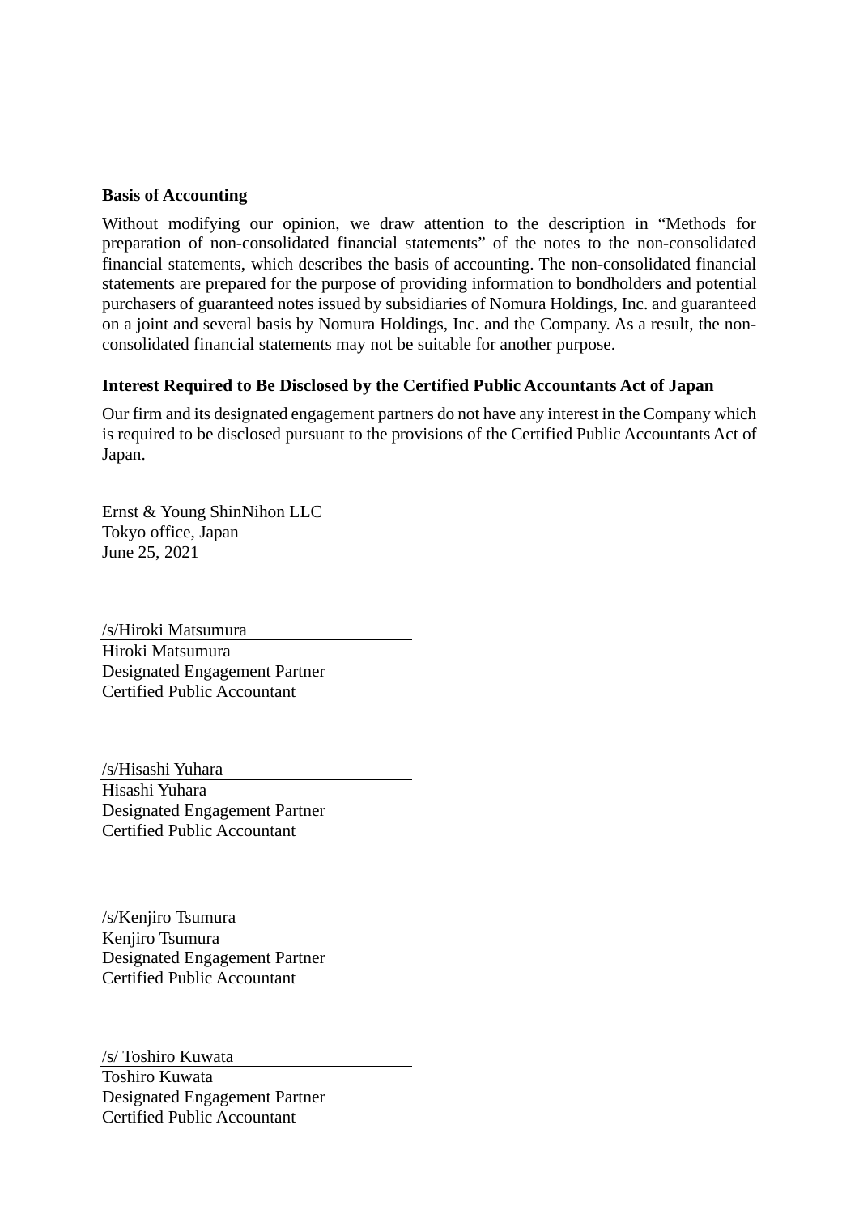**Basis of Accounting**

Without modifying our opinion, we draw attention to the description in "Methods for preparation of non-consolidated financial statements" of the notes to the non-consolidated financial statements, which describes the basis of accounting. The non-consolidated financial statements are prepared for the purpose of providing information to bondholders and potential purchasers of guaranteed notes issued by subsidiaries of Nomura Holdings, Inc. and guaranteed on a joint and several basis by Nomura Holdings, Inc. and the Company. As a result, the non-consolidated financial statements may not be suitable for another purpose.

**Interest Required to Be Disclosed by the Certified Public Accountants Act of Japan**

Our firm and its designated engagement partners do not have any interest in the Company which is required to be disclosed pursuant to the provisions of the Certified Public Accountants Act of Japan.

Ernst & Young ShinNihon LLC
Tokyo office, Japan
June 25, 2021

/s/Hiroki Matsumura
Hiroki Matsumura
Designated Engagement Partner
Certified Public Accountant

/s/Hisashi Yuhara
Hisashi Yuhara
Designated Engagement Partner
Certified Public Accountant

/s/Kenjiro Tsumura
Kenjiro Tsumura
Designated Engagement Partner
Certified Public Accountant

/s/ Toshiro Kuwata
Toshiro Kuwata
Designated Engagement Partner
Certified Public Accountant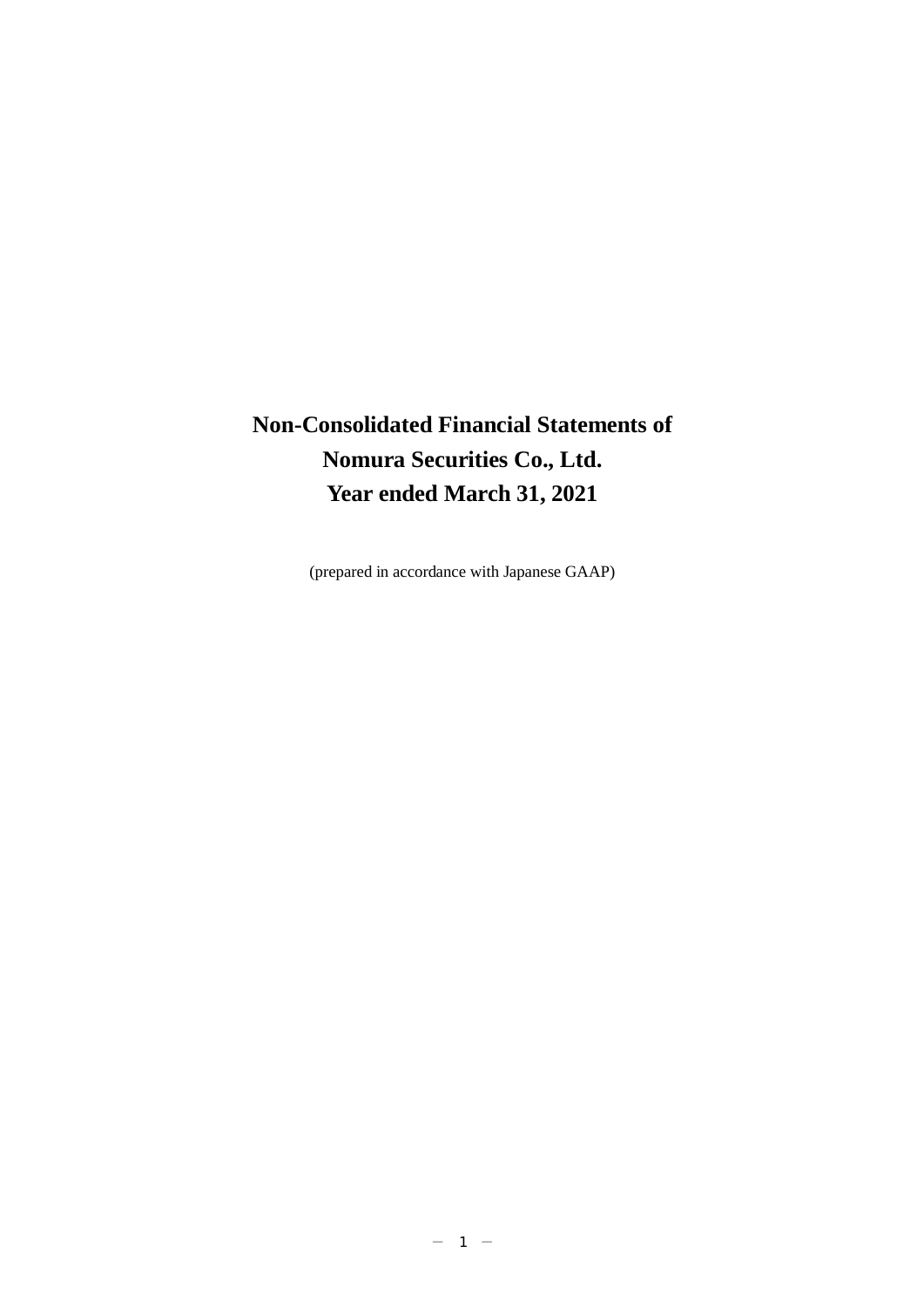# Non-Consolidated Financial Statements of Nomura Securities Co., Ltd. Year ended March 31, 2021

(prepared in accordance with Japanese GAAP)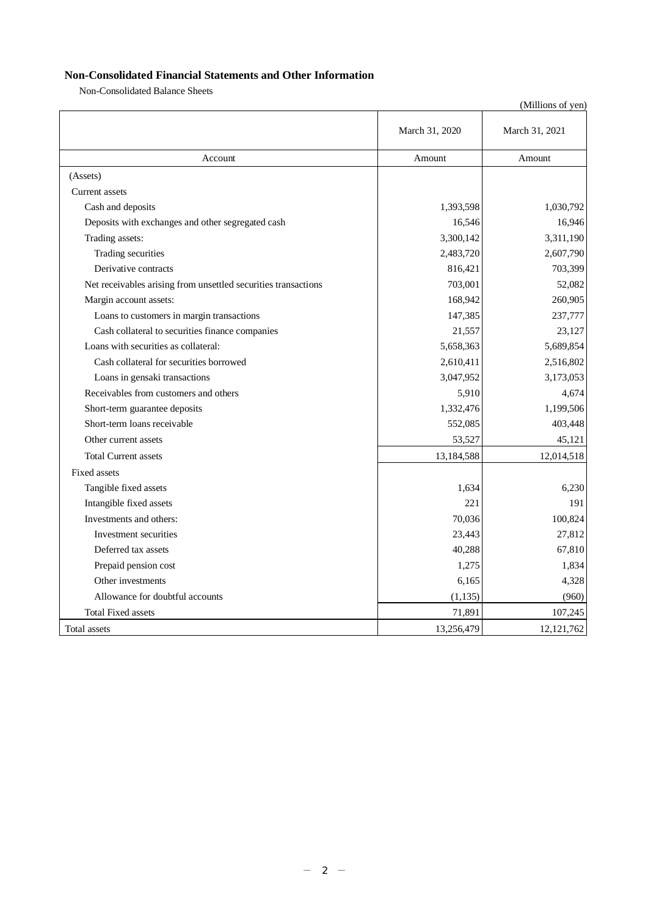## Non-Consolidated Financial Statements and Other Information

Non-Consolidated Balance Sheets

(Millions of yen)

| Account | March 31, 2020<br>Amount | March 31, 2021<br>Amount |
|---|---|---|
| (Assets) | | |
| Current assets | | |
| Cash and deposits | 1,393,598 | 1,030,792 |
| Deposits with exchanges and other segregated cash | 16,546 | 16,946 |
| Trading assets: | 3,300,142 | 3,311,190 |
| Trading securities | 2,483,720 | 2,607,790 |
| Derivative contracts | 816,421 | 703,399 |
| Net receivables arising from unsettled securities transactions | 703,001 | 52,082 |
| Margin account assets: | 168,942 | 260,905 |
| Loans to customers in margin transactions | 147,385 | 237,777 |
| Cash collateral to securities finance companies | 21,557 | 23,127 |
| Loans with securities as collateral: | 5,658,363 | 5,689,854 |
| Cash collateral for securities borrowed | 2,610,411 | 2,516,802 |
| Loans in gensaki transactions | 3,047,952 | 3,173,053 |
| Receivables from customers and others | 5,910 | 4,674 |
| Short-term guarantee deposits | 1,332,476 | 1,199,506 |
| Short-term loans receivable | 552,085 | 403,448 |
| Other current assets | 53,527 | 45,121 |
| Total Current assets | 13,184,588 | 12,014,518 |
| Fixed assets | | |
| Tangible fixed assets | 1,634 | 6,230 |
| Intangible fixed assets | 221 | 191 |
| Investments and others: | 70,036 | 100,824 |
| Investment securities | 23,443 | 27,812 |
| Deferred tax assets | 40,288 | 67,810 |
| Prepaid pension cost | 1,275 | 1,834 |
| Other investments | 6,165 | 4,328 |
| Allowance for doubtful accounts | (1,135) | (960) |
| Total Fixed assets | 71,891 | 107,245 |
| Total assets | 13,256,479 | 12,121,762 |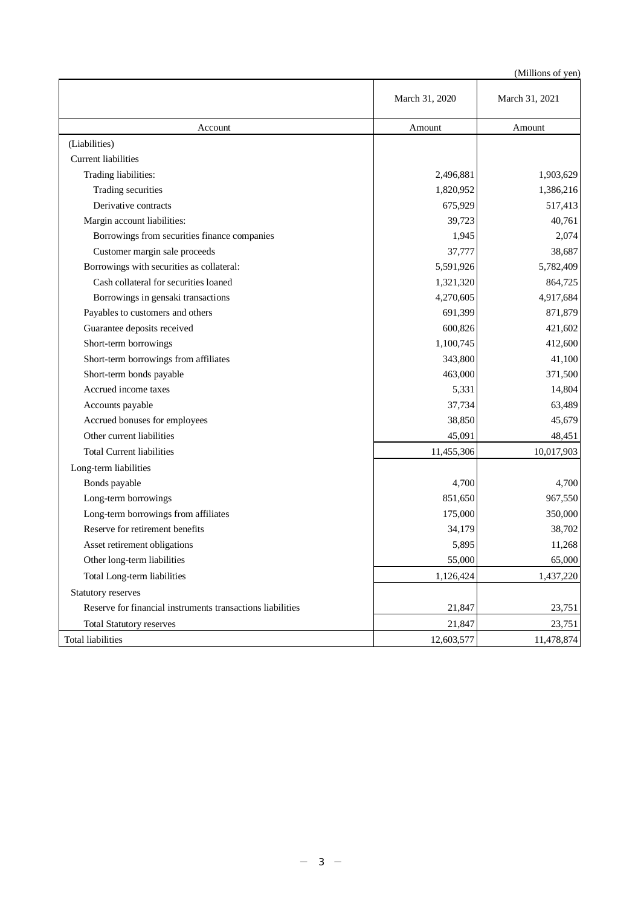(Millions of yen)

| | March 31, 2020 | March 31, 2021 |
|---|---|---|
| Account | Amount | Amount |
| (Liabilities) | | |
| Current liabilities | | |
| Trading liabilities: | 2,496,881 | 1,903,629 |
| Trading securities | 1,820,952 | 1,386,216 |
| Derivative contracts | 675,929 | 517,413 |
| Margin account liabilities: | 39,723 | 40,761 |
| Borrowings from securities finance companies | 1,945 | 2,074 |
| Customer margin sale proceeds | 37,777 | 38,687 |
| Borrowings with securities as collateral: | 5,591,926 | 5,782,409 |
| Cash collateral for securities loaned | 1,321,320 | 864,725 |
| Borrowings in gensaki transactions | 4,270,605 | 4,917,684 |
| Payables to customers and others | 691,399 | 871,879 |
| Guarantee deposits received | 600,826 | 421,602 |
| Short-term borrowings | 1,100,745 | 412,600 |
| Short-term borrowings from affiliates | 343,800 | 41,100 |
| Short-term bonds payable | 463,000 | 371,500 |
| Accrued income taxes | 5,331 | 14,804 |
| Accounts payable | 37,734 | 63,489 |
| Accrued bonuses for employees | 38,850 | 45,679 |
| Other current liabilities | 45,091 | 48,451 |
| Total Current liabilities | 11,455,306 | 10,017,903 |
| Long-term liabilities | | |
| Bonds payable | 4,700 | 4,700 |
| Long-term borrowings | 851,650 | 967,550 |
| Long-term borrowings from affiliates | 175,000 | 350,000 |
| Reserve for retirement benefits | 34,179 | 38,702 |
| Asset retirement obligations | 5,895 | 11,268 |
| Other long-term liabilities | 55,000 | 65,000 |
| Total Long-term liabilities | 1,126,424 | 1,437,220 |
| Statutory reserves | | |
| Reserve for financial instruments transactions liabilities | 21,847 | 23,751 |
| Total Statutory reserves | 21,847 | 23,751 |
| Total liabilities | 12,603,577 | 11,478,874 |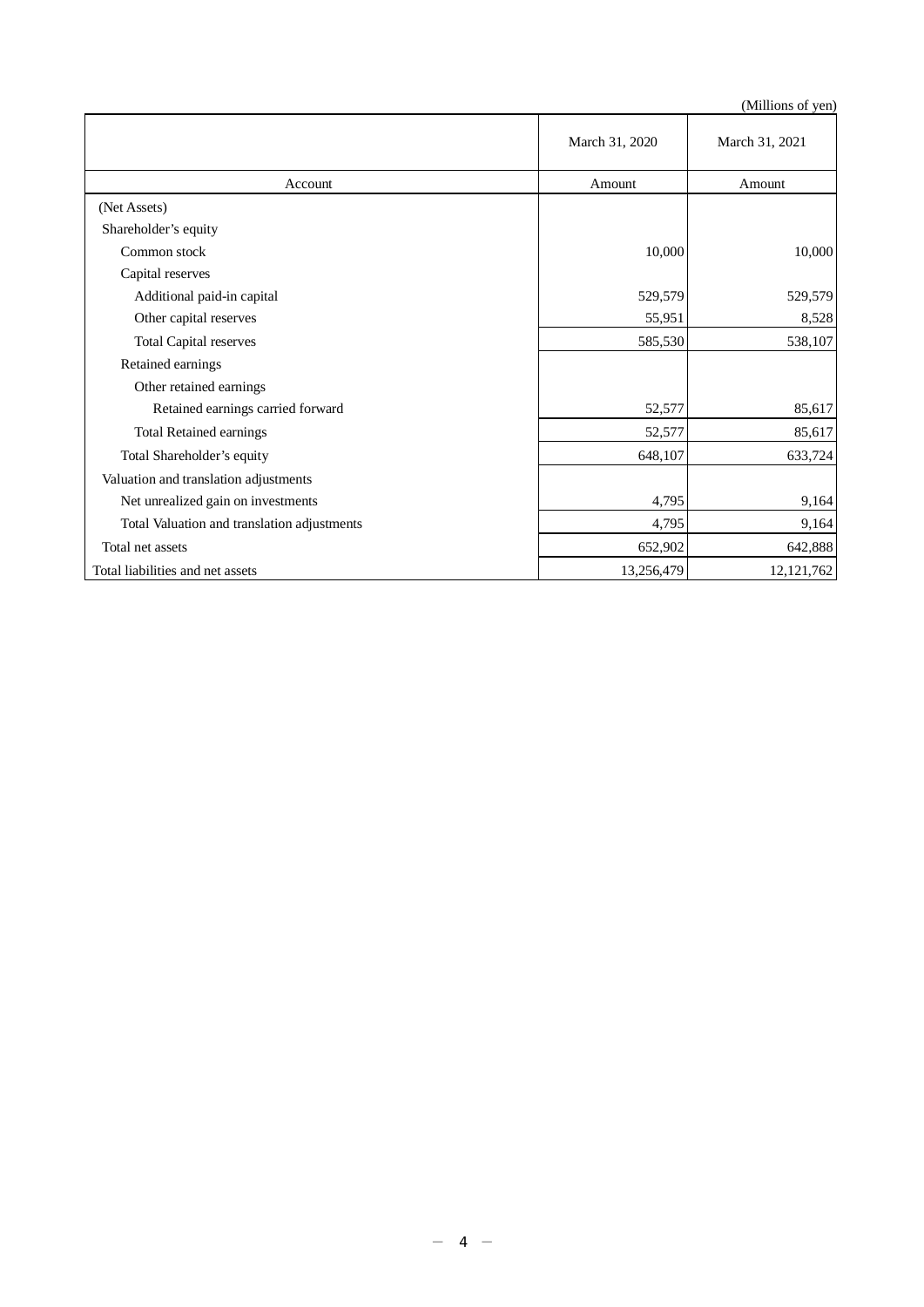(Millions of yen)

| Account | March 31, 2020<br>Amount | March 31, 2021<br>Amount |
|---|---|---|
| (Net Assets) | | |
| Shareholder's equity | | |
| Common stock | 10,000 | 10,000 |
| Capital reserves | | |
| Additional paid-in capital | 529,579 | 529,579 |
| Other capital reserves | 55,951 | 8,528 |
| Total Capital reserves | 585,530 | 538,107 |
| Retained earnings | | |
| Other retained earnings | | |
| Retained earnings carried forward | 52,577 | 85,617 |
| Total Retained earnings | 52,577 | 85,617 |
| Total Shareholder's equity | 648,107 | 633,724 |
| Valuation and translation adjustments | | |
| Net unrealized gain on investments | 4,795 | 9,164 |
| Total Valuation and translation adjustments | 4,795 | 9,164 |
| Total net assets | 652,902 | 642,888 |
| Total liabilities and net assets | 13,256,479 | 12,121,762 |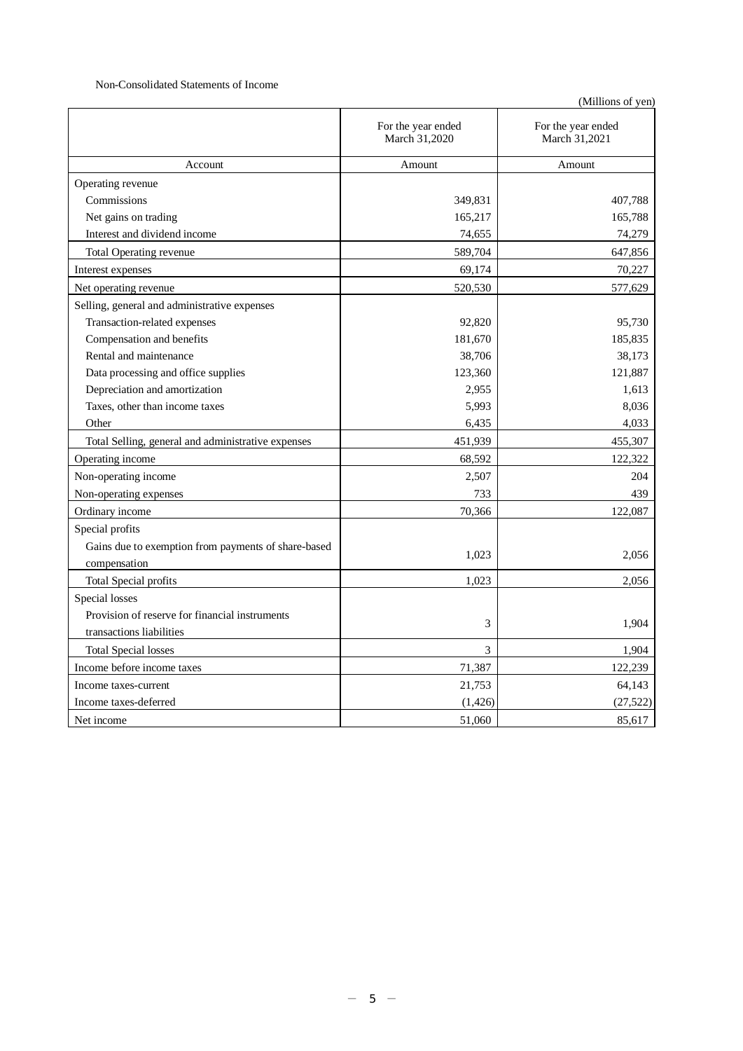Non-Consolidated Statements of Income

(Millions of yen)

| | For the year ended March 31,2020 | For the year ended March 31,2021 |
|---|---|---|
| Account | Amount | Amount |
| Operating revenue | | |
| Commissions | 349,831 | 407,788 |
| Net gains on trading | 165,217 | 165,788 |
| Interest and dividend income | 74,655 | 74,279 |
| Total Operating revenue | 589,704 | 647,856 |
| Interest expenses | 69,174 | 70,227 |
| Net operating revenue | 520,530 | 577,629 |
| Selling, general and administrative expenses | | |
| Transaction-related expenses | 92,820 | 95,730 |
| Compensation and benefits | 181,670 | 185,835 |
| Rental and maintenance | 38,706 | 38,173 |
| Data processing and office supplies | 123,360 | 121,887 |
| Depreciation and amortization | 2,955 | 1,613 |
| Taxes, other than income taxes | 5,993 | 8,036 |
| Other | 6,435 | 4,033 |
| Total Selling, general and administrative expenses | 451,939 | 455,307 |
| Operating income | 68,592 | 122,322 |
| Non-operating income | 2,507 | 204 |
| Non-operating expenses | 733 | 439 |
| Ordinary income | 70,366 | 122,087 |
| Special profits | | |
| Gains due to exemption from payments of share-based compensation | 1,023 | 2,056 |
| Total Special profits | 1,023 | 2,056 |
| Special losses | | |
| Provision of reserve for financial instruments transactions liabilities | 3 | 1,904 |
| Total Special losses | 3 | 1,904 |
| Income before income taxes | 71,387 | 122,239 |
| Income taxes-current | 21,753 | 64,143 |
| Income taxes-deferred | (1,426) | (27,522) |
| Net income | 51,060 | 85,617 |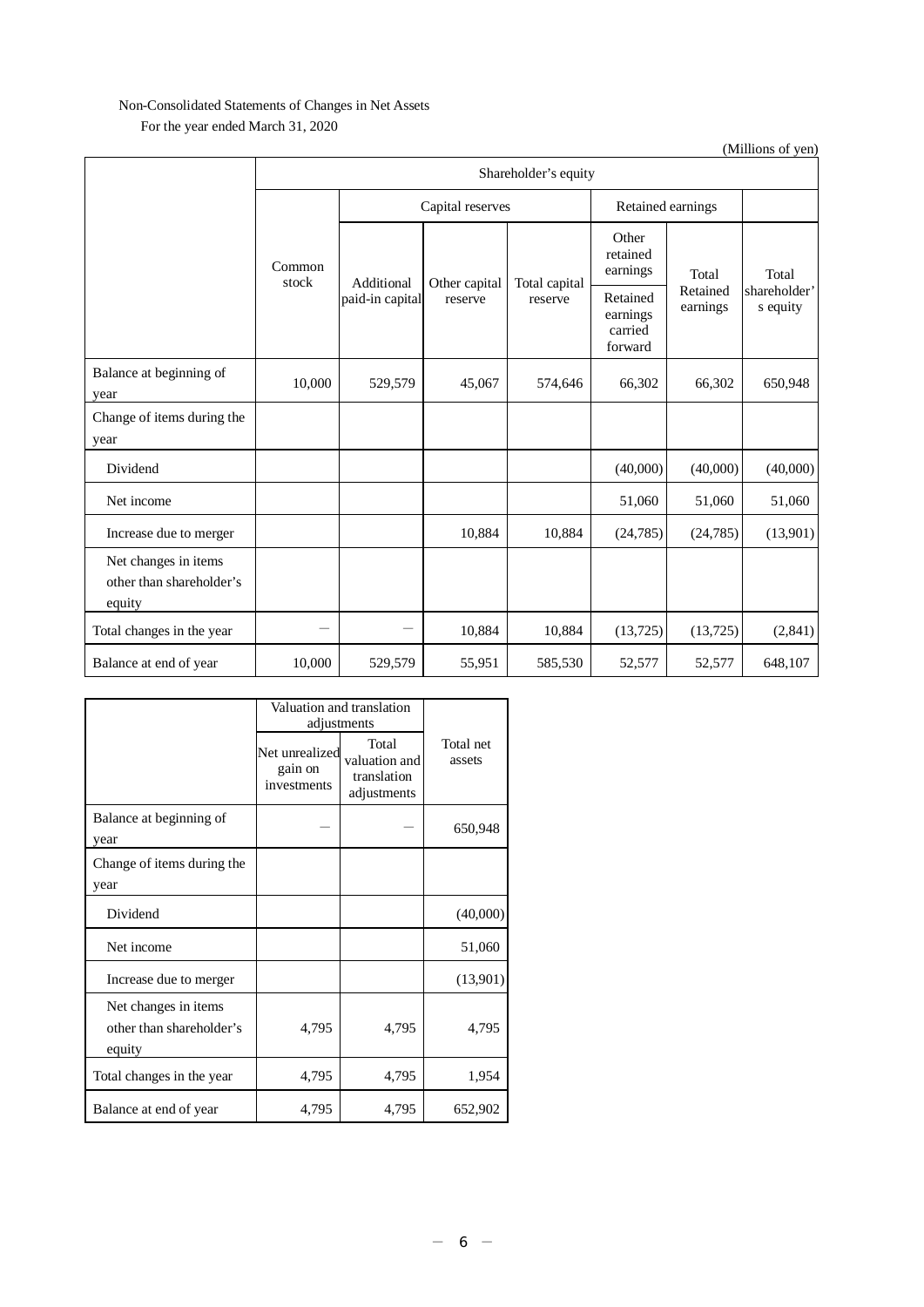Non-Consolidated Statements of Changes in Net Assets

For the year ended March 31, 2020

(Millions of yen)

| | Shareholder's equity | | | | | | |
|---|---|---|---|---|---|---|---|
| | Common stock | Capital reserves | | | Retained earnings | | Total shareholder's equity |
| | | Additional paid-in capital | Other capital reserve | Total capital reserve | Other retained earnings: Retained earnings carried forward | Total Retained earnings | |
| Balance at beginning of year | 10,000 | 529,579 | 45,067 | 574,646 | 66,302 | 66,302 | 650,948 |
| Change of items during the year | | | | | | | |
| Dividend | | | | | (40,000) | (40,000) | (40,000) |
| Net income | | | | | 51,060 | 51,060 | 51,060 |
| Increase due to merger | | | 10,884 | 10,884 | (24,785) | (24,785) | (13,901) |
| Net changes in items other than shareholder's equity | | | | | | | |
| Total changes in the year | — | — | 10,884 | 10,884 | (13,725) | (13,725) | (2,841) |
| Balance at end of year | 10,000 | 529,579 | 55,951 | 585,530 | 52,577 | 52,577 | 648,107 |

| | Valuation and translation adjustments | | Total net assets |
|---|---|---|---|
| | Net unrealized gain on investments | Total valuation and translation adjustments | |
| Balance at beginning of year | — | — | 650,948 |
| Change of items during the year | | | |
| Dividend | | | (40,000) |
| Net income | | | 51,060 |
| Increase due to merger | | | (13,901) |
| Net changes in items other than shareholder's equity | 4,795 | 4,795 | 4,795 |
| Total changes in the year | 4,795 | 4,795 | 1,954 |
| Balance at end of year | 4,795 | 4,795 | 652,902 |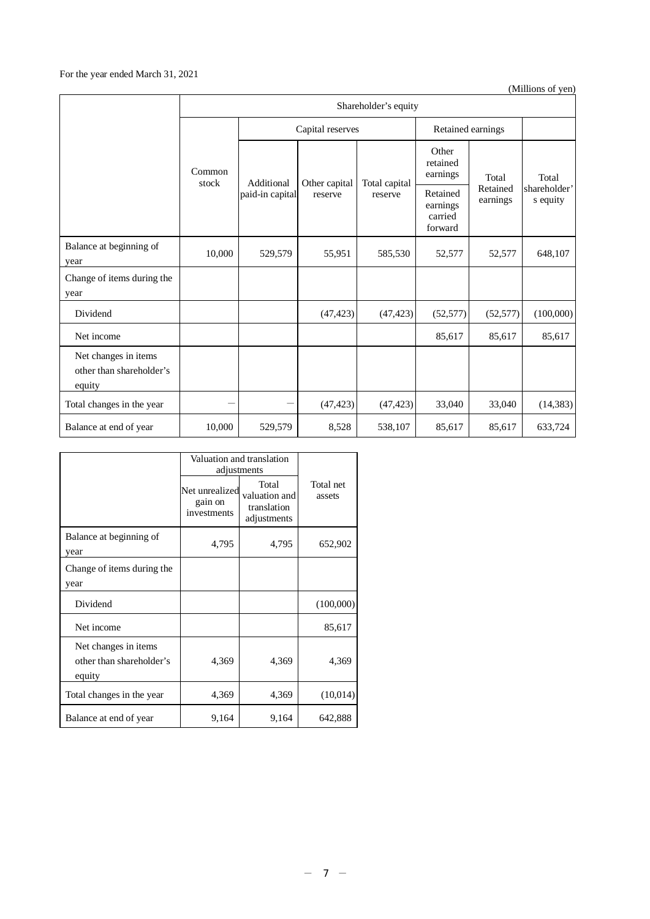For the year ended March 31, 2021

(Millions of yen)

| | Shareholder's equity | | | | | | |
|---|---|---|---|---|---|---|---|
| | Common stock | Capital reserves | | | Retained earnings | | Total shareholder's equity |
| | | Additional paid-in capital | Other capital reserve | Total capital reserve | Other retained earnings | Total Retained earnings | |
| | | | | | Retained earnings carried forward | | |
| Balance at beginning of year | 10,000 | 529,579 | 55,951 | 585,530 | 52,577 | 52,577 | 648,107 |
| Change of items during the year | | | | | | | |
| Dividend | | | (47,423) | (47,423) | (52,577) | (52,577) | (100,000) |
| Net income | | | | | 85,617 | 85,617 | 85,617 |
| Net changes in items other than shareholder's equity | | | | | | | |
| Total changes in the year | － | － | (47,423) | (47,423) | 33,040 | 33,040 | (14,383) |
| Balance at end of year | 10,000 | 529,579 | 8,528 | 538,107 | 85,617 | 85,617 | 633,724 |

| | Valuation and translation adjustments | | Total net assets |
|---|---|---|---|
| | Net unrealized gain on investments | Total valuation and translation adjustments | |
| Balance at beginning of year | 4,795 | 4,795 | 652,902 |
| Change of items during the year | | | |
| Dividend | | | (100,000) |
| Net income | | | 85,617 |
| Net changes in items other than shareholder's equity | 4,369 | 4,369 | 4,369 |
| Total changes in the year | 4,369 | 4,369 | (10,014) |
| Balance at end of year | 9,164 | 9,164 | 642,888 |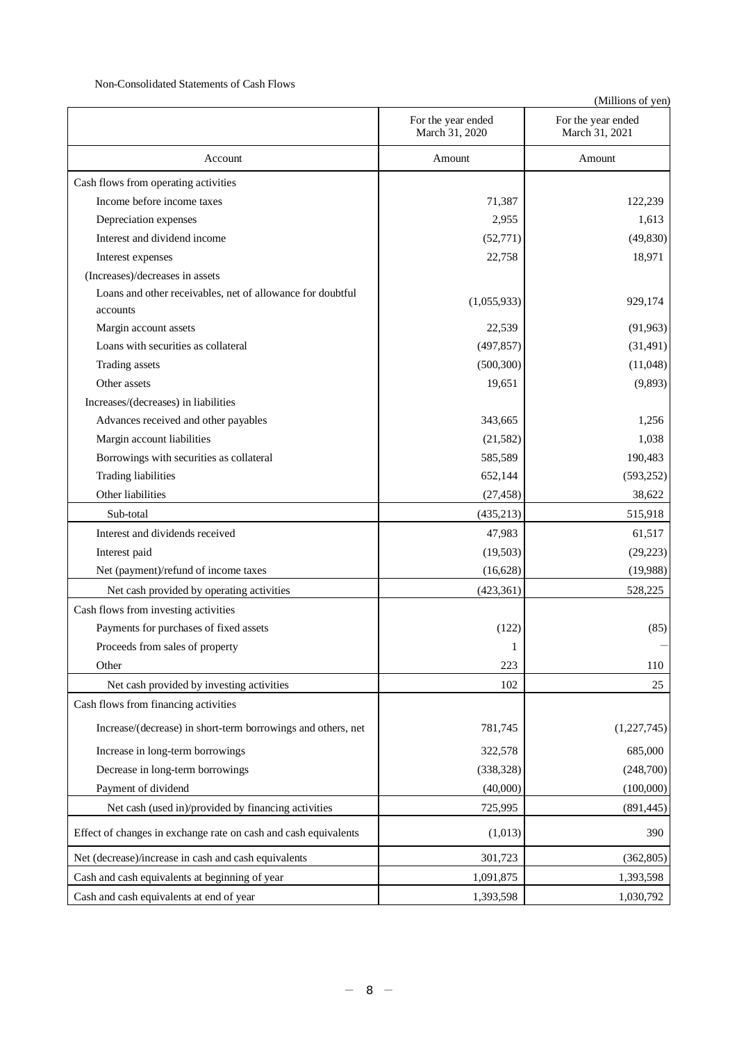Non-Consolidated Statements of Cash Flows

(Millions of yen)

| Account | For the year ended March 31, 2020<br>Amount | For the year ended March 31, 2021<br>Amount |
|---|---|---|
| Cash flows from operating activities | | |
| Income before income taxes | 71,387 | 122,239 |
| Depreciation expenses | 2,955 | 1,613 |
| Interest and dividend income | (52,771) | (49,830) |
| Interest expenses | 22,758 | 18,971 |
| (Increases)/decreases in assets | | |
| Loans and other receivables, net of allowance for doubtful accounts | (1,055,933) | 929,174 |
| Margin account assets | 22,539 | (91,963) |
| Loans with securities as collateral | (497,857) | (31,491) |
| Trading assets | (500,300) | (11,048) |
| Other assets | 19,651 | (9,893) |
| Increases/(decreases) in liabilities | | |
| Advances received and other payables | 343,665 | 1,256 |
| Margin account liabilities | (21,582) | 1,038 |
| Borrowings with securities as collateral | 585,589 | 190,483 |
| Trading liabilities | 652,144 | (593,252) |
| Other liabilities | (27,458) | 38,622 |
| Sub-total | (435,213) | 515,918 |
| Interest and dividends received | 47,983 | 61,517 |
| Interest paid | (19,503) | (29,223) |
| Net (payment)/refund of income taxes | (16,628) | (19,988) |
| Net cash provided by operating activities | (423,361) | 528,225 |
| Cash flows from investing activities | | |
| Payments for purchases of fixed assets | (122) | (85) |
| Proceeds from sales of property | 1 | — |
| Other | 223 | 110 |
| Net cash provided by investing activities | 102 | 25 |
| Cash flows from financing activities | | |
| Increase/(decrease) in short-term borrowings and others, net | 781,745 | (1,227,745) |
| Increase in long-term borrowings | 322,578 | 685,000 |
| Decrease in long-term borrowings | (338,328) | (248,700) |
| Payment of dividend | (40,000) | (100,000) |
| Net cash (used in)/provided by financing activities | 725,995 | (891,445) |
| Effect of changes in exchange rate on cash and cash equivalents | (1,013) | 390 |
| Net (decrease)/increase in cash and cash equivalents | 301,723 | (362,805) |
| Cash and cash equivalents at beginning of year | 1,091,875 | 1,393,598 |
| Cash and cash equivalents at end of year | 1,393,598 | 1,030,792 |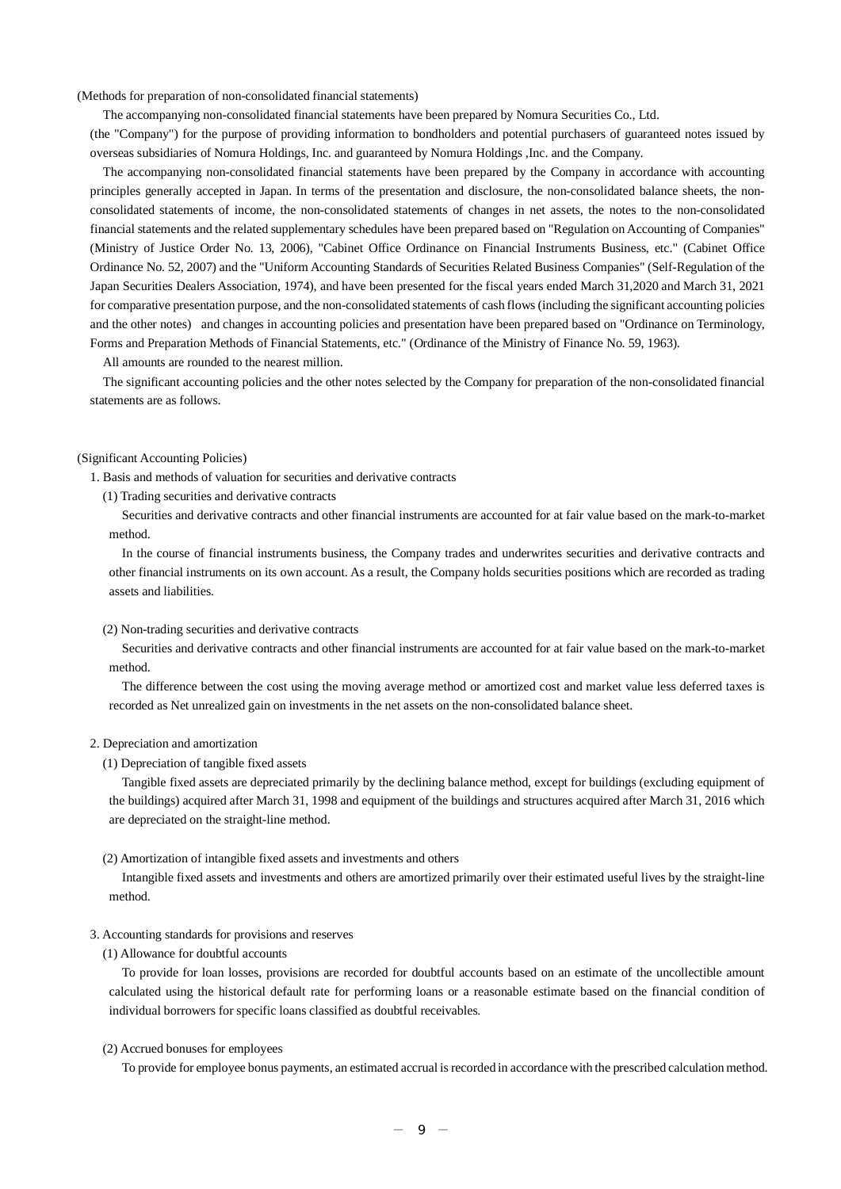(Methods for preparation of non-consolidated financial statements)

The accompanying non-consolidated financial statements have been prepared by Nomura Securities Co., Ltd. (the "Company") for the purpose of providing information to bondholders and potential purchasers of guaranteed notes issued by overseas subsidiaries of Nomura Holdings, Inc. and guaranteed by Nomura Holdings ,Inc. and the Company.

The accompanying non-consolidated financial statements have been prepared by the Company in accordance with accounting principles generally accepted in Japan. In terms of the presentation and disclosure, the non-consolidated balance sheets, the non-consolidated statements of income, the non-consolidated statements of changes in net assets, the notes to the non-consolidated financial statements and the related supplementary schedules have been prepared based on "Regulation on Accounting of Companies" (Ministry of Justice Order No. 13, 2006), "Cabinet Office Ordinance on Financial Instruments Business, etc." (Cabinet Office Ordinance No. 52, 2007) and the "Uniform Accounting Standards of Securities Related Business Companies" (Self-Regulation of the Japan Securities Dealers Association, 1974), and have been presented for the fiscal years ended March 31,2020 and March 31, 2021 for comparative presentation purpose, and the non-consolidated statements of cash flows (including the significant accounting policies and the other notes) and changes in accounting policies and presentation have been prepared based on "Ordinance on Terminology, Forms and Preparation Methods of Financial Statements, etc." (Ordinance of the Ministry of Finance No. 59, 1963).

All amounts are rounded to the nearest million.

The significant accounting policies and the other notes selected by the Company for preparation of the non-consolidated financial statements are as follows.

(Significant Accounting Policies)

1. Basis and methods of valuation for securities and derivative contracts

(1) Trading securities and derivative contracts

Securities and derivative contracts and other financial instruments are accounted for at fair value based on the mark-to-market method.

In the course of financial instruments business, the Company trades and underwrites securities and derivative contracts and other financial instruments on its own account. As a result, the Company holds securities positions which are recorded as trading assets and liabilities.

(2) Non-trading securities and derivative contracts

Securities and derivative contracts and other financial instruments are accounted for at fair value based on the mark-to-market method.

The difference between the cost using the moving average method or amortized cost and market value less deferred taxes is recorded as Net unrealized gain on investments in the net assets on the non-consolidated balance sheet.

2. Depreciation and amortization

(1) Depreciation of tangible fixed assets

Tangible fixed assets are depreciated primarily by the declining balance method, except for buildings (excluding equipment of the buildings) acquired after March 31, 1998 and equipment of the buildings and structures acquired after March 31, 2016 which are depreciated on the straight-line method.

(2) Amortization of intangible fixed assets and investments and others

Intangible fixed assets and investments and others are amortized primarily over their estimated useful lives by the straight-line method.

3. Accounting standards for provisions and reserves

(1) Allowance for doubtful accounts

To provide for loan losses, provisions are recorded for doubtful accounts based on an estimate of the uncollectible amount calculated using the historical default rate for performing loans or a reasonable estimate based on the financial condition of individual borrowers for specific loans classified as doubtful receivables.

(2) Accrued bonuses for employees

To provide for employee bonus payments, an estimated accrual is recorded in accordance with the prescribed calculation method.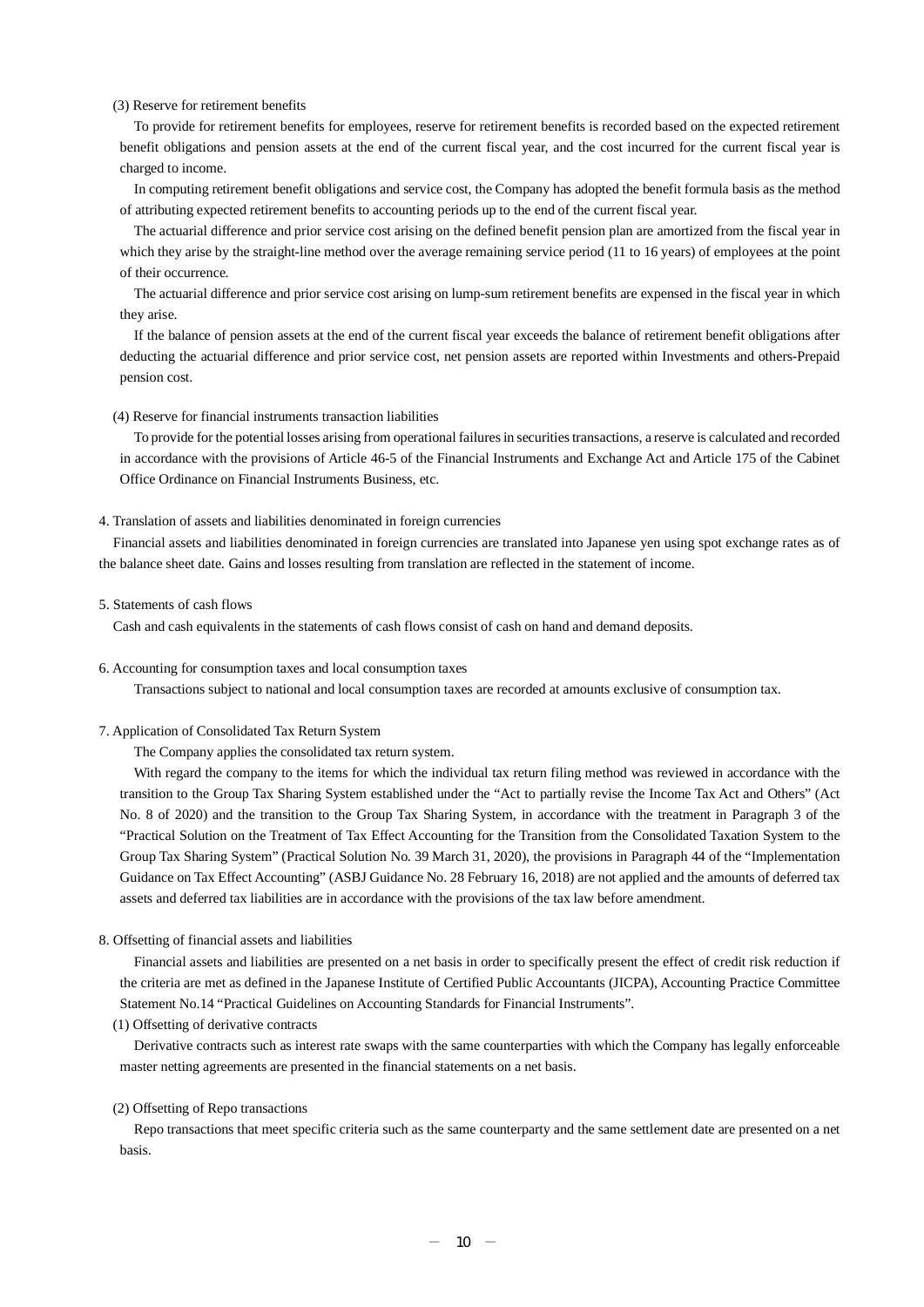(3) Reserve for retirement benefits

To provide for retirement benefits for employees, reserve for retirement benefits is recorded based on the expected retirement benefit obligations and pension assets at the end of the current fiscal year, and the cost incurred for the current fiscal year is charged to income.

In computing retirement benefit obligations and service cost, the Company has adopted the benefit formula basis as the method of attributing expected retirement benefits to accounting periods up to the end of the current fiscal year.

The actuarial difference and prior service cost arising on the defined benefit pension plan are amortized from the fiscal year in which they arise by the straight-line method over the average remaining service period (11 to 16 years) of employees at the point of their occurrence.

The actuarial difference and prior service cost arising on lump-sum retirement benefits are expensed in the fiscal year in which they arise.

If the balance of pension assets at the end of the current fiscal year exceeds the balance of retirement benefit obligations after deducting the actuarial difference and prior service cost, net pension assets are reported within Investments and others-Prepaid pension cost.

(4) Reserve for financial instruments transaction liabilities

To provide for the potential losses arising from operational failures in securities transactions, a reserve is calculated and recorded in accordance with the provisions of Article 46-5 of the Financial Instruments and Exchange Act and Article 175 of the Cabinet Office Ordinance on Financial Instruments Business, etc.

4. Translation of assets and liabilities denominated in foreign currencies

Financial assets and liabilities denominated in foreign currencies are translated into Japanese yen using spot exchange rates as of the balance sheet date. Gains and losses resulting from translation are reflected in the statement of income.

5. Statements of cash flows

Cash and cash equivalents in the statements of cash flows consist of cash on hand and demand deposits.

6. Accounting for consumption taxes and local consumption taxes

Transactions subject to national and local consumption taxes are recorded at amounts exclusive of consumption tax.

7. Application of Consolidated Tax Return System

The Company applies the consolidated tax return system.

With regard the company to the items for which the individual tax return filing method was reviewed in accordance with the transition to the Group Tax Sharing System established under the "Act to partially revise the Income Tax Act and Others" (Act No. 8 of 2020) and the transition to the Group Tax Sharing System, in accordance with the treatment in Paragraph 3 of the "Practical Solution on the Treatment of Tax Effect Accounting for the Transition from the Consolidated Taxation System to the Group Tax Sharing System" (Practical Solution No. 39 March 31, 2020), the provisions in Paragraph 44 of the "Implementation Guidance on Tax Effect Accounting" (ASBJ Guidance No. 28 February 16, 2018) are not applied and the amounts of deferred tax assets and deferred tax liabilities are in accordance with the provisions of the tax law before amendment.

8. Offsetting of financial assets and liabilities

Financial assets and liabilities are presented on a net basis in order to specifically present the effect of credit risk reduction if the criteria are met as defined in the Japanese Institute of Certified Public Accountants (JICPA), Accounting Practice Committee Statement No.14 "Practical Guidelines on Accounting Standards for Financial Instruments".

(1) Offsetting of derivative contracts

Derivative contracts such as interest rate swaps with the same counterparties with which the Company has legally enforceable master netting agreements are presented in the financial statements on a net basis.

(2) Offsetting of Repo transactions

Repo transactions that meet specific criteria such as the same counterparty and the same settlement date are presented on a net basis.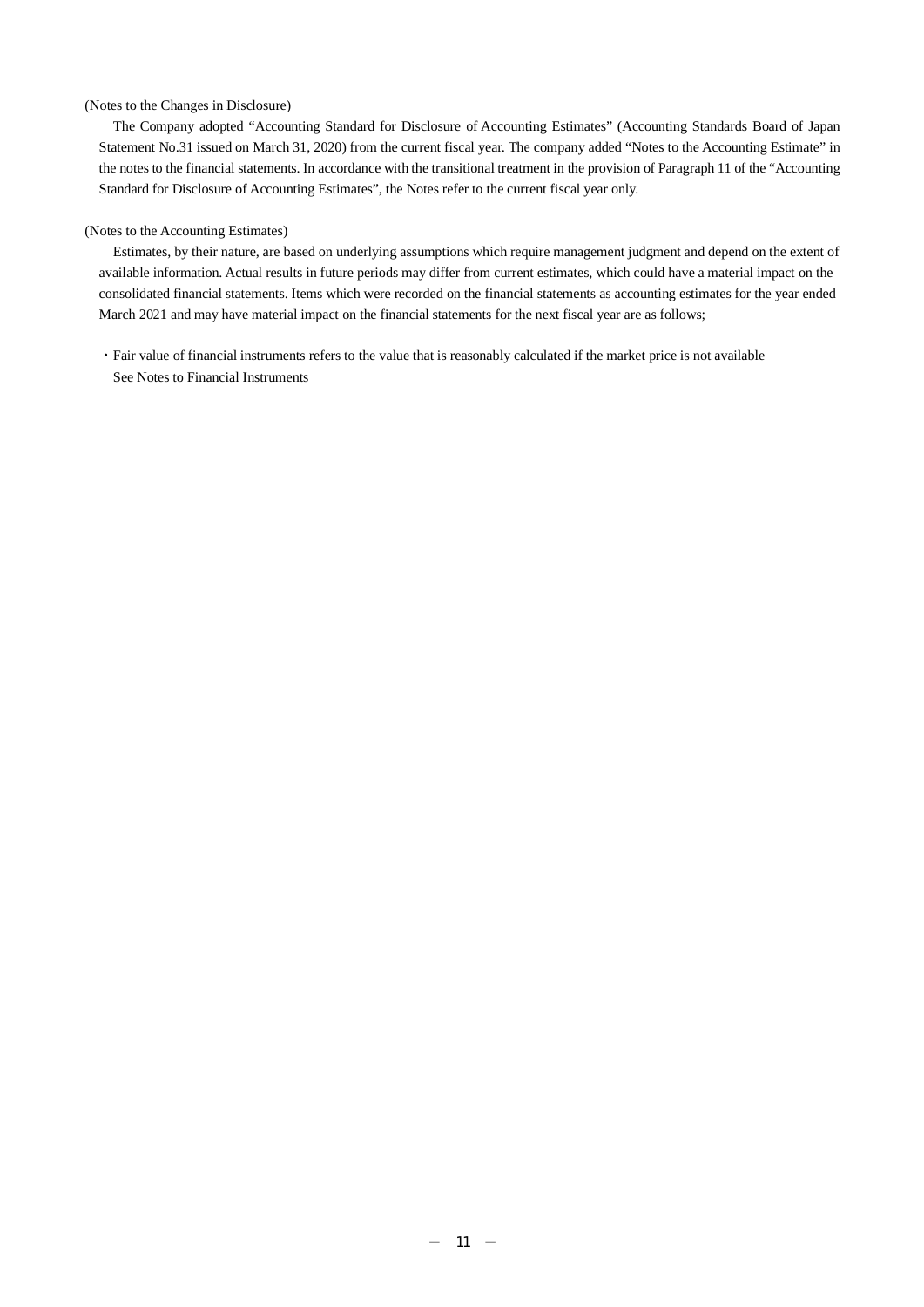(Notes to the Changes in Disclosure)

The Company adopted "Accounting Standard for Disclosure of Accounting Estimates" (Accounting Standards Board of Japan Statement No.31 issued on March 31, 2020) from the current fiscal year. The company added "Notes to the Accounting Estimate" in the notes to the financial statements. In accordance with the transitional treatment in the provision of Paragraph 11 of the "Accounting Standard for Disclosure of Accounting Estimates", the Notes refer to the current fiscal year only.

(Notes to the Accounting Estimates)

Estimates, by their nature, are based on underlying assumptions which require management judgment and depend on the extent of available information. Actual results in future periods may differ from current estimates, which could have a material impact on the consolidated financial statements. Items which were recorded on the financial statements as accounting estimates for the year ended March 2021 and may have material impact on the financial statements for the next fiscal year are as follows;

・Fair value of financial instruments refers to the value that is reasonably calculated if the market price is not available
　See Notes to Financial Instruments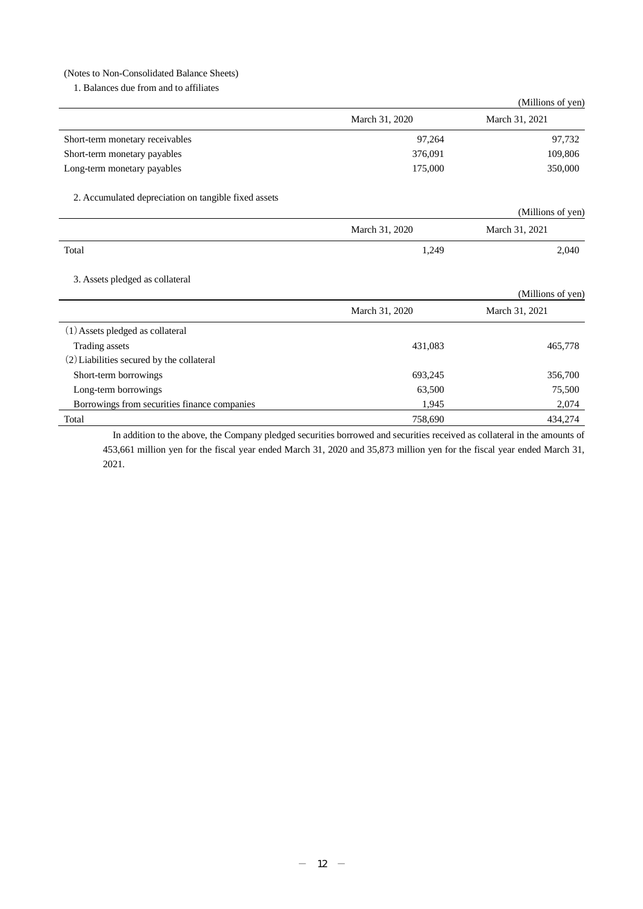(Notes to Non-Consolidated Balance Sheets)

1. Balances due from and to affiliates

(Millions of yen)

| | March 31, 2020 | March 31, 2021 |
|---|---|---|
| Short-term monetary receivables | 97,264 | 97,732 |
| Short-term monetary payables | 376,091 | 109,806 |
| Long-term monetary payables | 175,000 | 350,000 |

2. Accumulated depreciation on tangible fixed assets

(Millions of yen)

| | March 31, 2020 | March 31, 2021 |
|---|---|---|
| Total | 1,249 | 2,040 |

3. Assets pledged as collateral

(Millions of yen)

| | March 31, 2020 | March 31, 2021 |
|---|---|---|
| (1) Assets pledged as collateral | | |
| Trading assets | 431,083 | 465,778 |
| (2) Liabilities secured by the collateral | | |
| Short-term borrowings | 693,245 | 356,700 |
| Long-term borrowings | 63,500 | 75,500 |
| Borrowings from securities finance companies | 1,945 | 2,074 |
| Total | 758,690 | 434,274 |

In addition to the above, the Company pledged securities borrowed and securities received as collateral in the amounts of 453,661 million yen for the fiscal year ended March 31, 2020 and 35,873 million yen for the fiscal year ended March 31, 2021.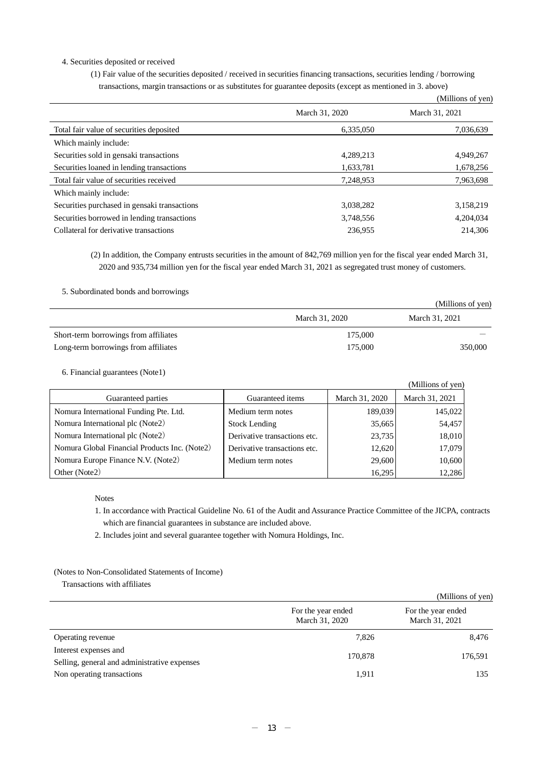4. Securities deposited or received

(1) Fair value of the securities deposited / received in securities financing transactions, securities lending / borrowing transactions, margin transactions or as substitutes for guarantee deposits (except as mentioned in 3. above)

(Millions of yen)

| | March 31, 2020 | March 31, 2021 |
|---|---|---|
| Total fair value of securities deposited | 6,335,050 | 7,036,639 |
| Which mainly include: | | |
| Securities sold in gensaki transactions | 4,289,213 | 4,949,267 |
| Securities loaned in lending transactions | 1,633,781 | 1,678,256 |
| Total fair value of securities received | 7,248,953 | 7,963,698 |
| Which mainly include: | | |
| Securities purchased in gensaki transactions | 3,038,282 | 3,158,219 |
| Securities borrowed in lending transactions | 3,748,556 | 4,204,034 |
| Collateral for derivative transactions | 236,955 | 214,306 |

(2) In addition, the Company entrusts securities in the amount of 842,769 million yen for the fiscal year ended March 31, 2020 and 935,734 million yen for the fiscal year ended March 31, 2021 as segregated trust money of customers.

5. Subordinated bonds and borrowings

(Millions of yen)

| | March 31, 2020 | March 31, 2021 |
|---|---|---|
| Short-term borrowings from affiliates | 175,000 | — |
| Long-term borrowings from affiliates | 175,000 | 350,000 |

6. Financial guarantees (Note1)

(Millions of yen)

| Guaranteed parties | Guaranteed items | March 31, 2020 | March 31, 2021 |
|---|---|---|---|
| Nomura International Funding Pte. Ltd. | Medium term notes | 189,039 | 145,022 |
| Nomura International plc (Note2) | Stock Lending | 35,665 | 54,457 |
| Nomura International plc (Note2) | Derivative transactions etc. | 23,735 | 18,010 |
| Nomura Global Financial Products Inc. (Note2) | Derivative transactions etc. | 12,620 | 17,079 |
| Nomura Europe Finance N.V. (Note2) | Medium term notes | 29,600 | 10,600 |
| Other (Note2) | | 16,295 | 12,286 |

Notes

1. In accordance with Practical Guideline No. 61 of the Audit and Assurance Practice Committee of the JICPA, contracts which are financial guarantees in substance are included above.
2. Includes joint and several guarantee together with Nomura Holdings, Inc.

(Notes to Non-Consolidated Statements of Income)

Transactions with affiliates

(Millions of yen)

| | For the year ended March 31, 2020 | For the year ended March 31, 2021 |
|---|---|---|
| Operating revenue | 7,826 | 8,476 |
| Interest expenses and Selling, general and administrative expenses | 170,878 | 176,591 |
| Non operating transactions | 1,911 | 135 |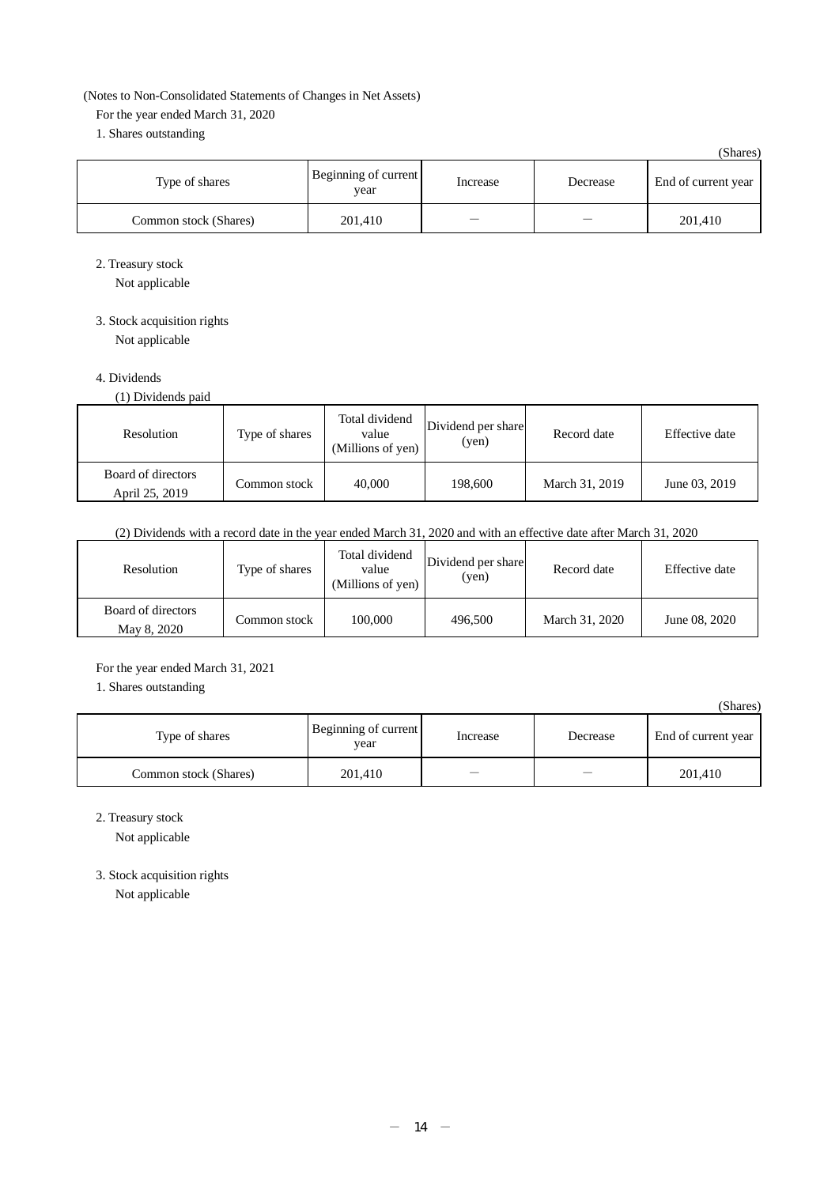(Notes to Non-Consolidated Statements of Changes in Net Assets)

For the year ended March 31, 2020

1. Shares outstanding

(Shares)

| Type of shares | Beginning of current year | Increase | Decrease | End of current year |
|---|---|---|---|---|
| Common stock (Shares) | 201,410 | — | — | 201,410 |

2. Treasury stock

Not applicable

3. Stock acquisition rights

Not applicable

4. Dividends

(1) Dividends paid

| Resolution | Type of shares | Total dividend value (Millions of yen) | Dividend per share (yen) | Record date | Effective date |
|---|---|---|---|---|---|
| Board of directors April 25, 2019 | Common stock | 40,000 | 198,600 | March 31, 2019 | June 03, 2019 |

(2) Dividends with a record date in the year ended March 31, 2020 and with an effective date after March 31, 2020

| Resolution | Type of shares | Total dividend value (Millions of yen) | Dividend per share (yen) | Record date | Effective date |
|---|---|---|---|---|---|
| Board of directors May 8, 2020 | Common stock | 100,000 | 496,500 | March 31, 2020 | June 08, 2020 |

For the year ended March 31, 2021

1. Shares outstanding

(Shares)

| Type of shares | Beginning of current year | Increase | Decrease | End of current year |
|---|---|---|---|---|
| Common stock (Shares) | 201,410 | — | — | 201,410 |

2. Treasury stock

Not applicable

3. Stock acquisition rights

Not applicable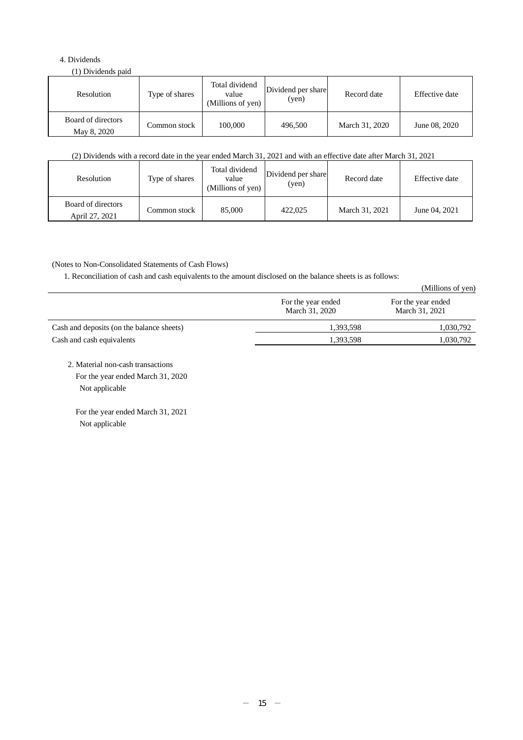4. Dividends

(1) Dividends paid

| Resolution | Type of shares | Total dividend value (Millions of yen) | Dividend per share (yen) | Record date | Effective date |
|---|---|---|---|---|---|
| Board of directors May 8, 2020 | Common stock | 100,000 | 496,500 | March 31, 2020 | June 08, 2020 |

(2) Dividends with a record date in the year ended March 31, 2021 and with an effective date after March 31, 2021

| Resolution | Type of shares | Total dividend value (Millions of yen) | Dividend per share (yen) | Record date | Effective date |
|---|---|---|---|---|---|
| Board of directors April 27, 2021 | Common stock | 85,000 | 422,025 | March 31, 2021 | June 04, 2021 |

(Notes to Non-Consolidated Statements of Cash Flows)

1. Reconciliation of cash and cash equivalents to the amount disclosed on the balance sheets is as follows:

(Millions of yen)

| | For the year ended March 31, 2020 | For the year ended March 31, 2021 |
|---|---|---|
| Cash and deposits (on the balance sheets) | 1,393,598 | 1,030,792 |
| Cash and cash equivalents | 1,393,598 | 1,030,792 |

2. Material non-cash transactions

For the year ended March 31, 2020

Not applicable

For the year ended March 31, 2021

Not applicable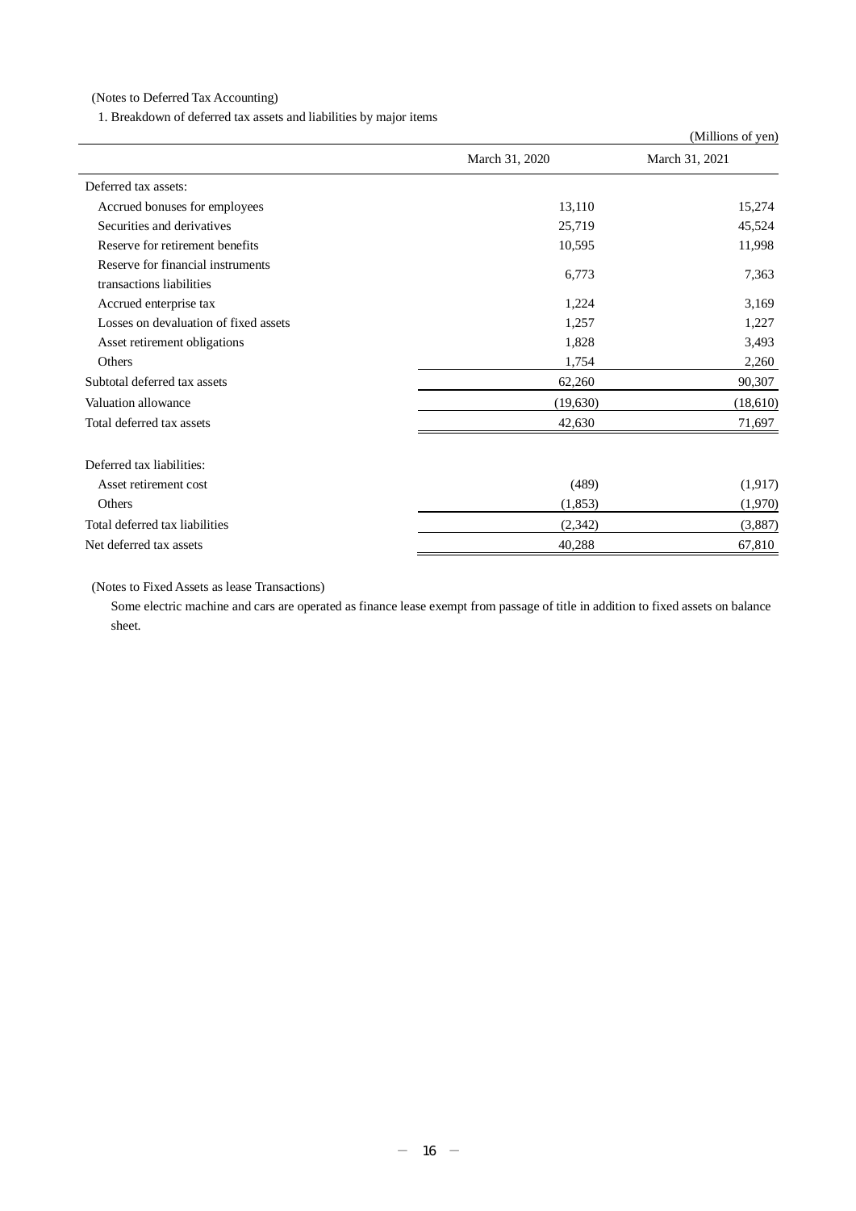(Notes to Deferred Tax Accounting)

1. Breakdown of deferred tax assets and liabilities by major items

(Millions of yen)

| | March 31, 2020 | March 31, 2021 |
|---|---|---|
| Deferred tax assets: | | |
| Accrued bonuses for employees | 13,110 | 15,274 |
| Securities and derivatives | 25,719 | 45,524 |
| Reserve for retirement benefits | 10,595 | 11,998 |
| Reserve for financial instruments transactions liabilities | 6,773 | 7,363 |
| Accrued enterprise tax | 1,224 | 3,169 |
| Losses on devaluation of fixed assets | 1,257 | 1,227 |
| Asset retirement obligations | 1,828 | 3,493 |
| Others | 1,754 | 2,260 |
| Subtotal deferred tax assets | 62,260 | 90,307 |
| Valuation allowance | (19,630) | (18,610) |
| Total deferred tax assets | 42,630 | 71,697 |
| Deferred tax liabilities: | | |
| Asset retirement cost | (489) | (1,917) |
| Others | (1,853) | (1,970) |
| Total deferred tax liabilities | (2,342) | (3,887) |
| Net deferred tax assets | 40,288 | 67,810 |

(Notes to Fixed Assets as lease Transactions)

Some electric machine and cars are operated as finance lease exempt from passage of title in addition to fixed assets on balance sheet.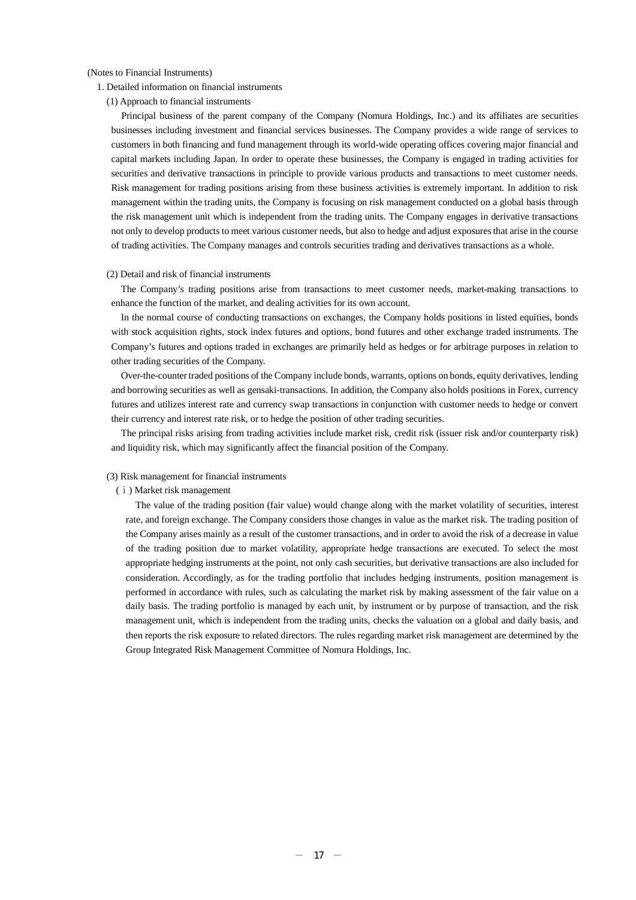(Notes to Financial Instruments)

1. Detailed information on financial instruments

(1) Approach to financial instruments

Principal business of the parent company of the Company (Nomura Holdings, Inc.) and its affiliates are securities businesses including investment and financial services businesses. The Company provides a wide range of services to customers in both financing and fund management through its world-wide operating offices covering major financial and capital markets including Japan. In order to operate these businesses, the Company is engaged in trading activities for securities and derivative transactions in principle to provide various products and transactions to meet customer needs. Risk management for trading positions arising from these business activities is extremely important. In addition to risk management within the trading units, the Company is focusing on risk management conducted on a global basis through the risk management unit which is independent from the trading units. The Company engages in derivative transactions not only to develop products to meet various customer needs, but also to hedge and adjust exposures that arise in the course of trading activities. The Company manages and controls securities trading and derivatives transactions as a whole.

(2) Detail and risk of financial instruments

The Company's trading positions arise from transactions to meet customer needs, market-making transactions to enhance the function of the market, and dealing activities for its own account.

In the normal course of conducting transactions on exchanges, the Company holds positions in listed equities, bonds with stock acquisition rights, stock index futures and options, bond futures and other exchange traded instruments. The Company's futures and options traded in exchanges are primarily held as hedges or for arbitrage purposes in relation to other trading securities of the Company.

Over-the-counter traded positions of the Company include bonds, warrants, options on bonds, equity derivatives, lending and borrowing securities as well as gensaki-transactions. In addition, the Company also holds positions in Forex, currency futures and utilizes interest rate and currency swap transactions in conjunction with customer needs to hedge or convert their currency and interest rate risk, or to hedge the position of other trading securities.

The principal risks arising from trading activities include market risk, credit risk (issuer risk and/or counterparty risk) and liquidity risk, which may significantly affect the financial position of the Company.

(3) Risk management for financial instruments

(ⅰ) Market risk management

The value of the trading position (fair value) would change along with the market volatility of securities, interest rate, and foreign exchange. The Company considers those changes in value as the market risk. The trading position of the Company arises mainly as a result of the customer transactions, and in order to avoid the risk of a decrease in value of the trading position due to market volatility, appropriate hedge transactions are executed. To select the most appropriate hedging instruments at the point, not only cash securities, but derivative transactions are also included for consideration. Accordingly, as for the trading portfolio that includes hedging instruments, position management is performed in accordance with rules, such as calculating the market risk by making assessment of the fair value on a daily basis. The trading portfolio is managed by each unit, by instrument or by purpose of transaction, and the risk management unit, which is independent from the trading units, checks the valuation on a global and daily basis, and then reports the risk exposure to related directors. The rules regarding market risk management are determined by the Group Integrated Risk Management Committee of Nomura Holdings, Inc.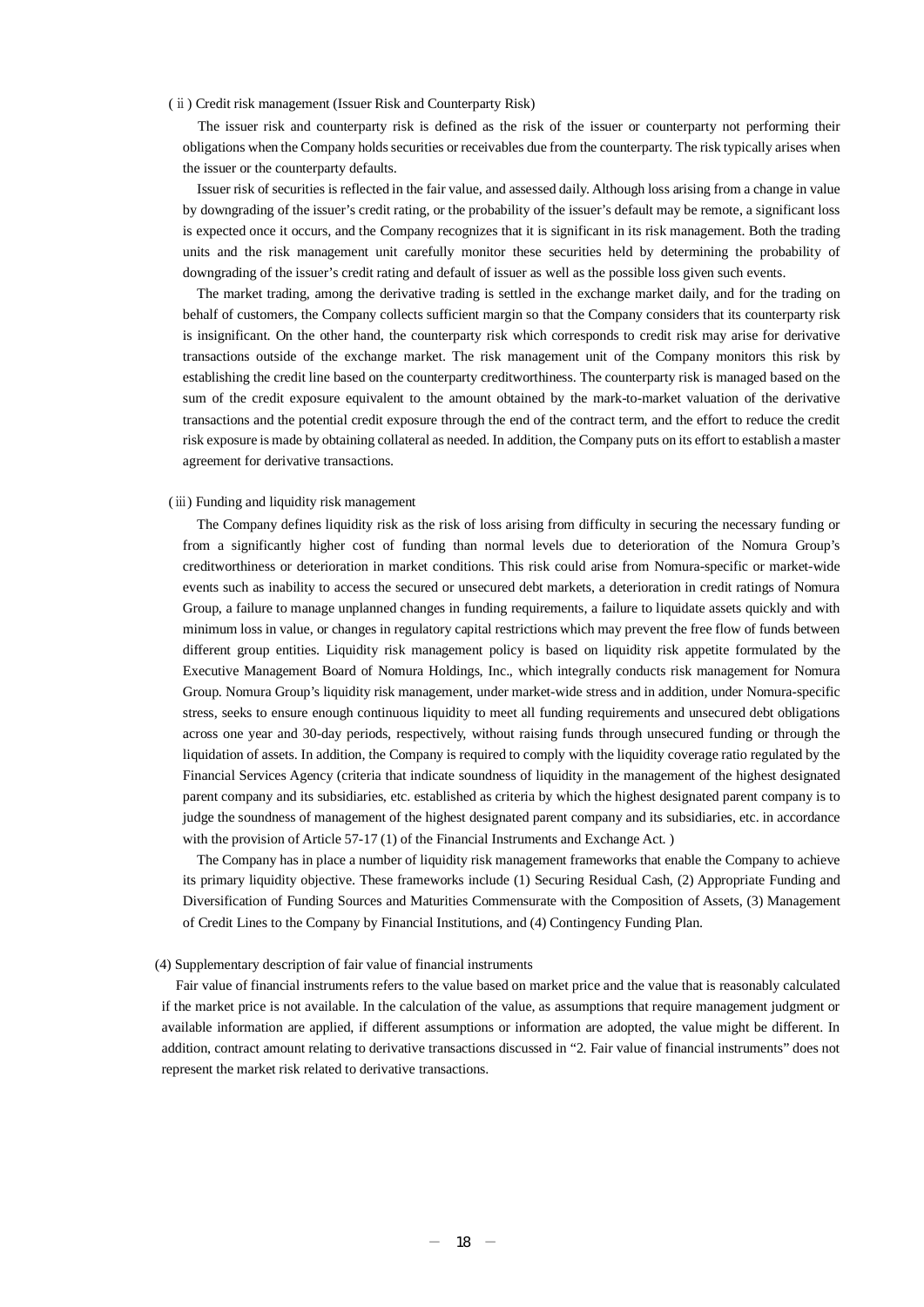(ⅱ) Credit risk management (Issuer Risk and Counterparty Risk)

The issuer risk and counterparty risk is defined as the risk of the issuer or counterparty not performing their obligations when the Company holds securities or receivables due from the counterparty. The risk typically arises when the issuer or the counterparty defaults.

Issuer risk of securities is reflected in the fair value, and assessed daily. Although loss arising from a change in value by downgrading of the issuer's credit rating, or the probability of the issuer's default may be remote, a significant loss is expected once it occurs, and the Company recognizes that it is significant in its risk management. Both the trading units and the risk management unit carefully monitor these securities held by determining the probability of downgrading of the issuer's credit rating and default of issuer as well as the possible loss given such events.

The market trading, among the derivative trading is settled in the exchange market daily, and for the trading on behalf of customers, the Company collects sufficient margin so that the Company considers that its counterparty risk is insignificant. On the other hand, the counterparty risk which corresponds to credit risk may arise for derivative transactions outside of the exchange market. The risk management unit of the Company monitors this risk by establishing the credit line based on the counterparty creditworthiness. The counterparty risk is managed based on the sum of the credit exposure equivalent to the amount obtained by the mark-to-market valuation of the derivative transactions and the potential credit exposure through the end of the contract term, and the effort to reduce the credit risk exposure is made by obtaining collateral as needed. In addition, the Company puts on its effort to establish a master agreement for derivative transactions.

(ⅲ) Funding and liquidity risk management

The Company defines liquidity risk as the risk of loss arising from difficulty in securing the necessary funding or from a significantly higher cost of funding than normal levels due to deterioration of the Nomura Group's creditworthiness or deterioration in market conditions. This risk could arise from Nomura-specific or market-wide events such as inability to access the secured or unsecured debt markets, a deterioration in credit ratings of Nomura Group, a failure to manage unplanned changes in funding requirements, a failure to liquidate assets quickly and with minimum loss in value, or changes in regulatory capital restrictions which may prevent the free flow of funds between different group entities. Liquidity risk management policy is based on liquidity risk appetite formulated by the Executive Management Board of Nomura Holdings, Inc., which integrally conducts risk management for Nomura Group. Nomura Group's liquidity risk management, under market-wide stress and in addition, under Nomura-specific stress, seeks to ensure enough continuous liquidity to meet all funding requirements and unsecured debt obligations across one year and 30-day periods, respectively, without raising funds through unsecured funding or through the liquidation of assets. In addition, the Company is required to comply with the liquidity coverage ratio regulated by the Financial Services Agency (criteria that indicate soundness of liquidity in the management of the highest designated parent company and its subsidiaries, etc. established as criteria by which the highest designated parent company is to judge the soundness of management of the highest designated parent company and its subsidiaries, etc. in accordance with the provision of Article 57-17 (1) of the Financial Instruments and Exchange Act. )

The Company has in place a number of liquidity risk management frameworks that enable the Company to achieve its primary liquidity objective. These frameworks include (1) Securing Residual Cash, (2) Appropriate Funding and Diversification of Funding Sources and Maturities Commensurate with the Composition of Assets, (3) Management of Credit Lines to the Company by Financial Institutions, and (4) Contingency Funding Plan.

(4) Supplementary description of fair value of financial instruments

Fair value of financial instruments refers to the value based on market price and the value that is reasonably calculated if the market price is not available. In the calculation of the value, as assumptions that require management judgment or available information are applied, if different assumptions or information are adopted, the value might be different. In addition, contract amount relating to derivative transactions discussed in "2. Fair value of financial instruments" does not represent the market risk related to derivative transactions.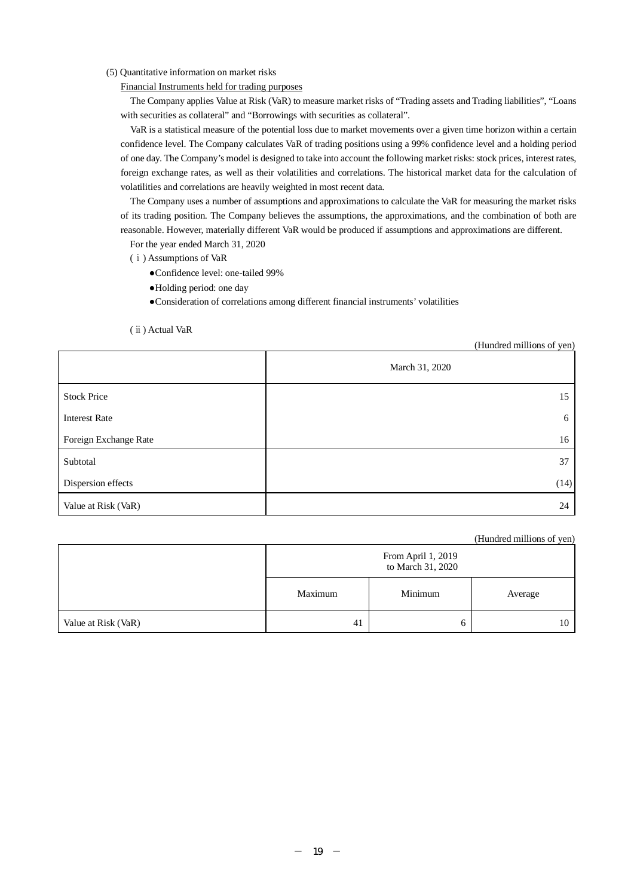(5) Quantitative information on market risks

Financial Instruments held for trading purposes

The Company applies Value at Risk (VaR) to measure market risks of “Trading assets and Trading liabilities”, “Loans with securities as collateral” and “Borrowings with securities as collateral”.

VaR is a statistical measure of the potential loss due to market movements over a given time horizon within a certain confidence level. The Company calculates VaR of trading positions using a 99% confidence level and a holding period of one day. The Company’s model is designed to take into account the following market risks: stock prices, interest rates, foreign exchange rates, as well as their volatilities and correlations. The historical market data for the calculation of volatilities and correlations are heavily weighted in most recent data.

The Company uses a number of assumptions and approximations to calculate the VaR for measuring the market risks of its trading position. The Company believes the assumptions, the approximations, and the combination of both are reasonable. However, materially different VaR would be produced if assumptions and approximations are different.

For the year ended March 31, 2020

(ⅰ) Assumptions of VaR

- ●Confidence level: one-tailed 99%
- ●Holding period: one day
- ●Consideration of correlations among different financial instruments’ volatilities

(ⅱ) Actual VaR

(Hundred millions of yen)

| | March 31, 2020 |
|---|---|
| Stock Price | 15 |
| Interest Rate | 6 |
| Foreign Exchange Rate | 16 |
| Subtotal | 37 |
| Dispersion effects | (14) |
| Value at Risk (VaR) | 24 |

(Hundred millions of yen)

| | From April 1, 2019 to March 31, 2020 | | |
|---|---|---|---|
| | Maximum | Minimum | Average |
| Value at Risk (VaR) | 41 | 6 | 10 |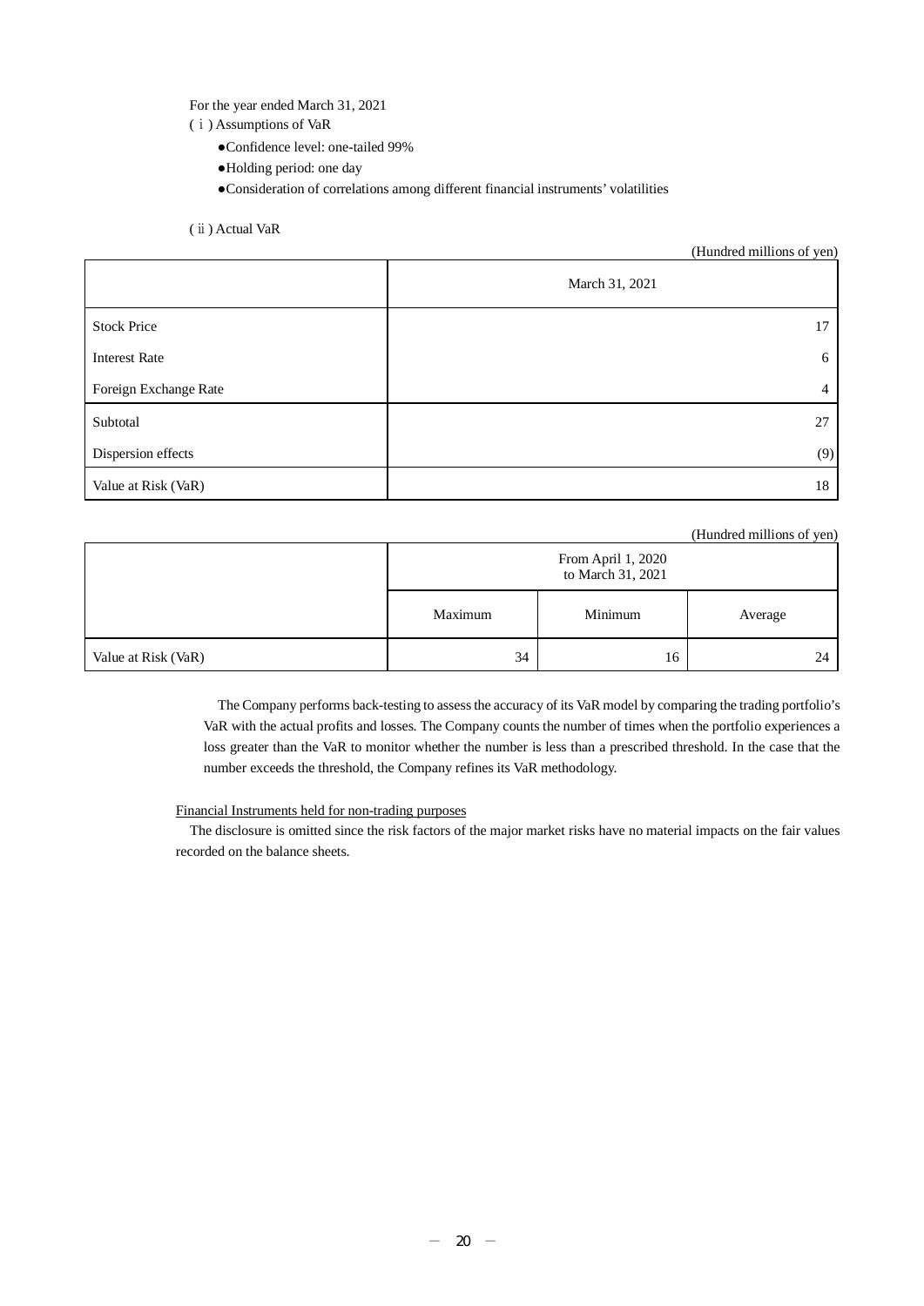For the year ended March 31, 2021

(ⅰ) Assumptions of VaR

- ●Confidence level: one-tailed 99%
- ●Holding period: one day
- ●Consideration of correlations among different financial instruments' volatilities

(ⅱ) Actual VaR

(Hundred millions of yen)

| | March 31, 2021 |
|---|---|
| Stock Price | 17 |
| Interest Rate | 6 |
| Foreign Exchange Rate | 4 |
| Subtotal | 27 |
| Dispersion effects | (9) |
| Value at Risk (VaR) | 18 |

(Hundred millions of yen)

| | From April 1, 2020 to March 31, 2021 | | |
|---|---|---|---|
| | Maximum | Minimum | Average |
| Value at Risk (VaR) | 34 | 16 | 24 |

The Company performs back-testing to assess the accuracy of its VaR model by comparing the trading portfolio's VaR with the actual profits and losses. The Company counts the number of times when the portfolio experiences a loss greater than the VaR to monitor whether the number is less than a prescribed threshold. In the case that the number exceeds the threshold, the Company refines its VaR methodology.

Financial Instruments held for non-trading purposes

The disclosure is omitted since the risk factors of the major market risks have no material impacts on the fair values recorded on the balance sheets.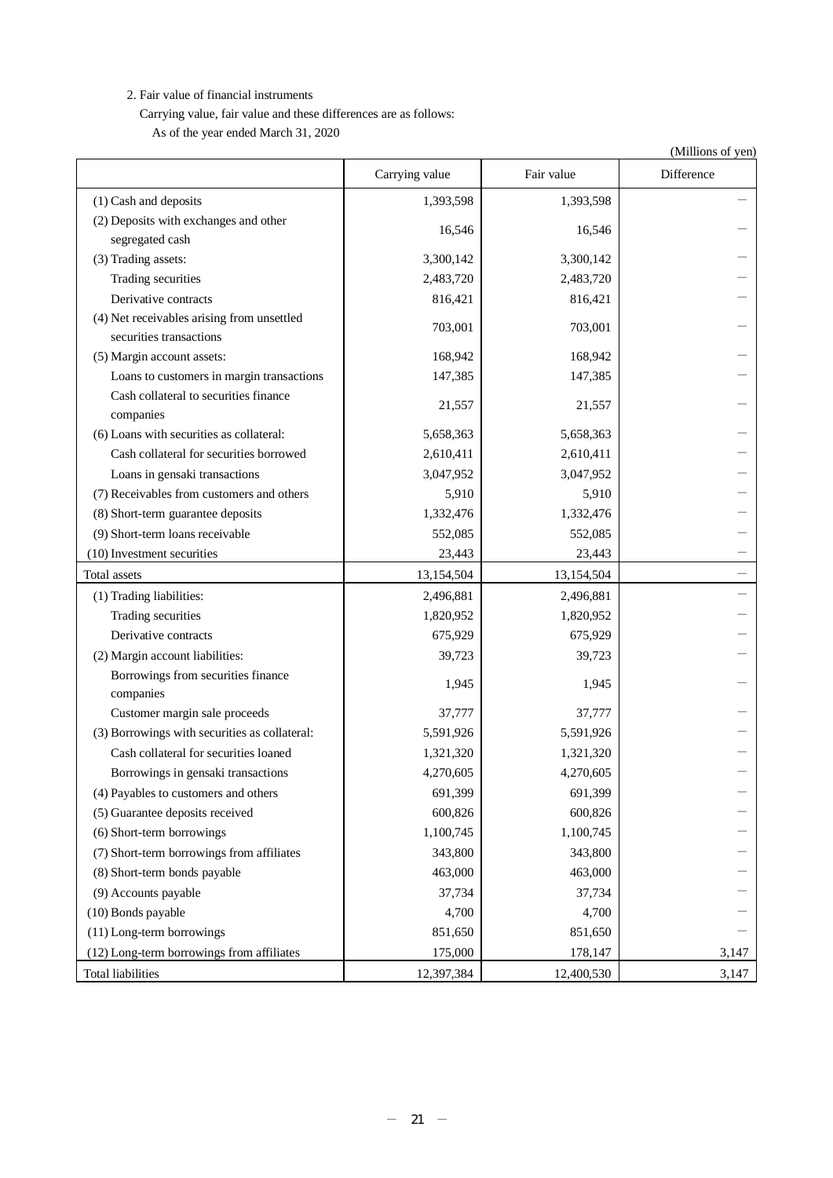2. Fair value of financial instruments

Carrying value, fair value and these differences are as follows:

As of the year ended March 31, 2020

(Millions of yen)

| | Carrying value | Fair value | Difference |
|---|---|---|---|
| (1) Cash and deposits | 1,393,598 | 1,393,598 | － |
| (2) Deposits with exchanges and other segregated cash | 16,546 | 16,546 | － |
| (3) Trading assets: | 3,300,142 | 3,300,142 | － |
| Trading securities | 2,483,720 | 2,483,720 | － |
| Derivative contracts | 816,421 | 816,421 | － |
| (4) Net receivables arising from unsettled securities transactions | 703,001 | 703,001 | － |
| (5) Margin account assets: | 168,942 | 168,942 | － |
| Loans to customers in margin transactions | 147,385 | 147,385 | － |
| Cash collateral to securities finance companies | 21,557 | 21,557 | － |
| (6) Loans with securities as collateral: | 5,658,363 | 5,658,363 | － |
| Cash collateral for securities borrowed | 2,610,411 | 2,610,411 | － |
| Loans in gensaki transactions | 3,047,952 | 3,047,952 | － |
| (7) Receivables from customers and others | 5,910 | 5,910 | － |
| (8) Short-term guarantee deposits | 1,332,476 | 1,332,476 | － |
| (9) Short-term loans receivable | 552,085 | 552,085 | － |
| (10) Investment securities | 23,443 | 23,443 | － |
| Total assets | 13,154,504 | 13,154,504 | － |
| (1) Trading liabilities: | 2,496,881 | 2,496,881 | － |
| Trading securities | 1,820,952 | 1,820,952 | － |
| Derivative contracts | 675,929 | 675,929 | － |
| (2) Margin account liabilities: | 39,723 | 39,723 | － |
| Borrowings from securities finance companies | 1,945 | 1,945 | － |
| Customer margin sale proceeds | 37,777 | 37,777 | － |
| (3) Borrowings with securities as collateral: | 5,591,926 | 5,591,926 | － |
| Cash collateral for securities loaned | 1,321,320 | 1,321,320 | － |
| Borrowings in gensaki transactions | 4,270,605 | 4,270,605 | － |
| (4) Payables to customers and others | 691,399 | 691,399 | － |
| (5) Guarantee deposits received | 600,826 | 600,826 | － |
| (6) Short-term borrowings | 1,100,745 | 1,100,745 | － |
| (7) Short-term borrowings from affiliates | 343,800 | 343,800 | － |
| (8) Short-term bonds payable | 463,000 | 463,000 | － |
| (9) Accounts payable | 37,734 | 37,734 | － |
| (10) Bonds payable | 4,700 | 4,700 | － |
| (11) Long-term borrowings | 851,650 | 851,650 | － |
| (12) Long-term borrowings from affiliates | 175,000 | 178,147 | 3,147 |
| Total liabilities | 12,397,384 | 12,400,530 | 3,147 |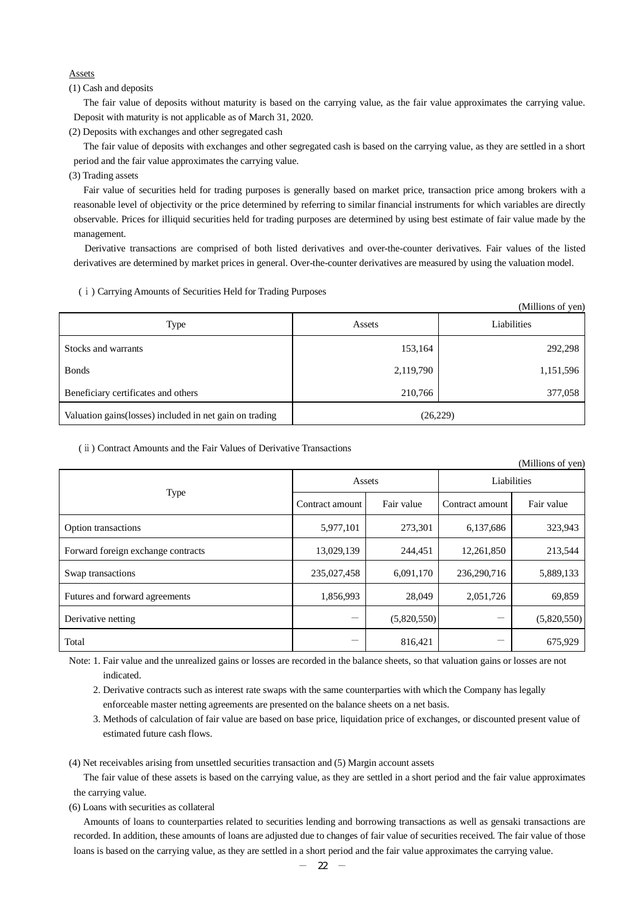Assets

(1) Cash and deposits

The fair value of deposits without maturity is based on the carrying value, as the fair value approximates the carrying value. Deposit with maturity is not applicable as of March 31, 2020.

(2) Deposits with exchanges and other segregated cash

The fair value of deposits with exchanges and other segregated cash is based on the carrying value, as they are settled in a short period and the fair value approximates the carrying value.

(3) Trading assets

Fair value of securities held for trading purposes is generally based on market price, transaction price among brokers with a reasonable level of objectivity or the price determined by referring to similar financial instruments for which variables are directly observable. Prices for illiquid securities held for trading purposes are determined by using best estimate of fair value made by the management.

Derivative transactions are comprised of both listed derivatives and over-the-counter derivatives. Fair values of the listed derivatives are determined by market prices in general. Over-the-counter derivatives are measured by using the valuation model.

(ⅰ) Carrying Amounts of Securities Held for Trading Purposes

(Millions of yen)

| Type | Assets | Liabilities |
|---|---|---|
| Stocks and warrants | 153,164 | 292,298 |
| Bonds | 2,119,790 | 1,151,596 |
| Beneficiary certificates and others | 210,766 | 377,058 |
| Valuation gains(losses) included in net gain on trading | (26,229) | |

(ⅱ) Contract Amounts and the Fair Values of Derivative Transactions

(Millions of yen)

| Type | Assets | | Liabilities | |
|---|---|---|---|---|
| | Contract amount | Fair value | Contract amount | Fair value |
| Option transactions | 5,977,101 | 273,301 | 6,137,686 | 323,943 |
| Forward foreign exchange contracts | 13,029,139 | 244,451 | 12,261,850 | 213,544 |
| Swap transactions | 235,027,458 | 6,091,170 | 236,290,716 | 5,889,133 |
| Futures and forward agreements | 1,856,993 | 28,049 | 2,051,726 | 69,859 |
| Derivative netting | — | (5,820,550) | — | (5,820,550) |
| Total | — | 816,421 | — | 675,929 |

Note: 1. Fair value and the unrealized gains or losses are recorded in the balance sheets, so that valuation gains or losses are not indicated.

2. Derivative contracts such as interest rate swaps with the same counterparties with which the Company has legally enforceable master netting agreements are presented on the balance sheets on a net basis.

3. Methods of calculation of fair value are based on base price, liquidation price of exchanges, or discounted present value of estimated future cash flows.

(4) Net receivables arising from unsettled securities transaction and (5) Margin account assets

The fair value of these assets is based on the carrying value, as they are settled in a short period and the fair value approximates the carrying value.

(6) Loans with securities as collateral

Amounts of loans to counterparties related to securities lending and borrowing transactions as well as gensaki transactions are recorded. In addition, these amounts of loans are adjusted due to changes of fair value of securities received. The fair value of those loans is based on the carrying value, as they are settled in a short period and the fair value approximates the carrying value.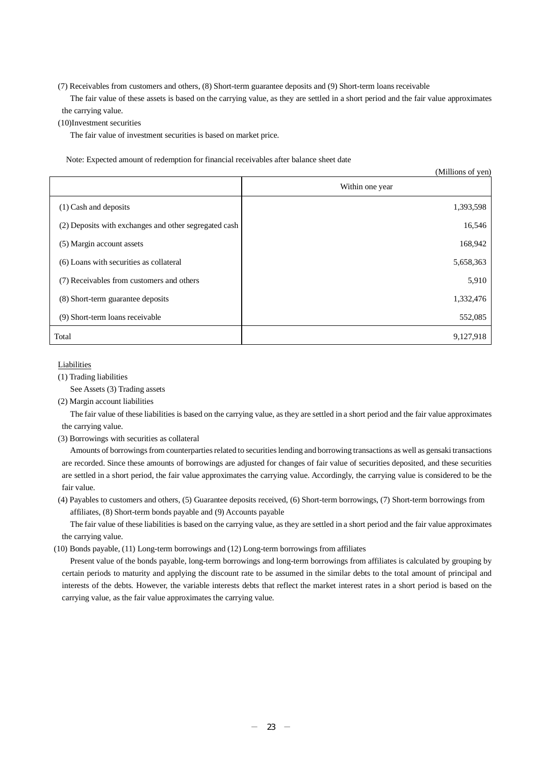(7) Receivables from customers and others, (8) Short-term guarantee deposits and (9) Short-term loans receivable

The fair value of these assets is based on the carrying value, as they are settled in a short period and the fair value approximates the carrying value.

(10)Investment securities

The fair value of investment securities is based on market price.

Note: Expected amount of redemption for financial receivables after balance sheet date

(Millions of yen)

| | Within one year |
|---|---|
| (1) Cash and deposits | 1,393,598 |
| (2) Deposits with exchanges and other segregated cash | 16,546 |
| (5) Margin account assets | 168,942 |
| (6) Loans with securities as collateral | 5,658,363 |
| (7) Receivables from customers and others | 5,910 |
| (8) Short-term guarantee deposits | 1,332,476 |
| (9) Short-term loans receivable | 552,085 |
| Total | 9,127,918 |

Liabilities

(1) Trading liabilities

See Assets (3) Trading assets

(2) Margin account liabilities

The fair value of these liabilities is based on the carrying value, as they are settled in a short period and the fair value approximates the carrying value.

(3) Borrowings with securities as collateral

Amounts of borrowings from counterparties related to securities lending and borrowing transactions as well as gensaki transactions are recorded. Since these amounts of borrowings are adjusted for changes of fair value of securities deposited, and these securities are settled in a short period, the fair value approximates the carrying value. Accordingly, the carrying value is considered to be the fair value.

(4) Payables to customers and others, (5) Guarantee deposits received, (6) Short-term borrowings, (7) Short-term borrowings from affiliates, (8) Short-term bonds payable and (9) Accounts payable

The fair value of these liabilities is based on the carrying value, as they are settled in a short period and the fair value approximates the carrying value.

(10) Bonds payable, (11) Long-term borrowings and (12) Long-term borrowings from affiliates

Present value of the bonds payable, long-term borrowings and long-term borrowings from affiliates is calculated by grouping by certain periods to maturity and applying the discount rate to be assumed in the similar debts to the total amount of principal and interests of the debts. However, the variable interests debts that reflect the market interest rates in a short period is based on the carrying value, as the fair value approximates the carrying value.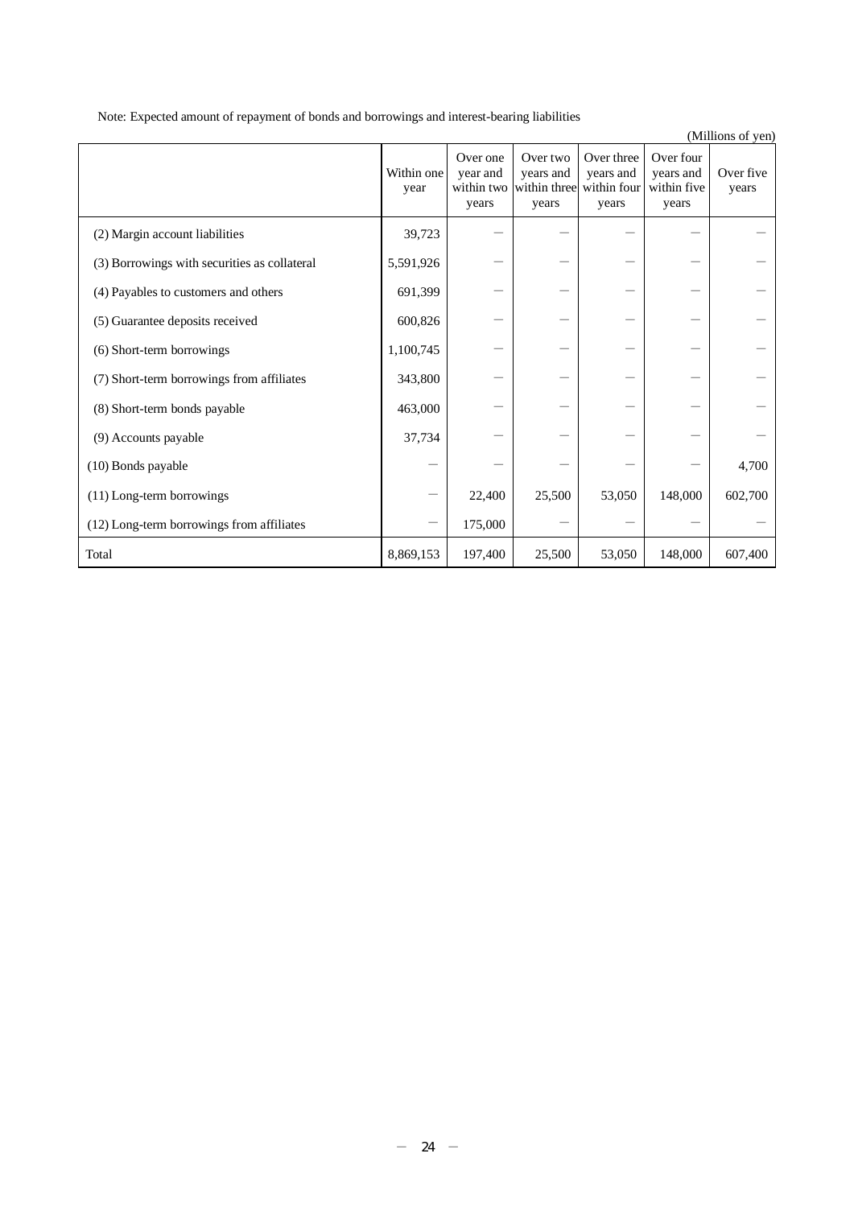Note: Expected amount of repayment of bonds and borrowings and interest-bearing liabilities

(Millions of yen)

| | Within one year | Over one year and within two years | Over two years and within three years | Over three years and within four years | Over four years and within five years | Over five years |
|---|---|---|---|---|---|---|
| (2) Margin account liabilities | 39,723 | ― | ― | ― | ― | ― |
| (3) Borrowings with securities as collateral | 5,591,926 | ― | ― | ― | ― | ― |
| (4) Payables to customers and others | 691,399 | ― | ― | ― | ― | ― |
| (5) Guarantee deposits received | 600,826 | ― | ― | ― | ― | ― |
| (6) Short-term borrowings | 1,100,745 | ― | ― | ― | ― | ― |
| (7) Short-term borrowings from affiliates | 343,800 | ― | ― | ― | ― | ― |
| (8) Short-term bonds payable | 463,000 | ― | ― | ― | ― | ― |
| (9) Accounts payable | 37,734 | ― | ― | ― | ― | ― |
| (10) Bonds payable | ― | ― | ― | ― | ― | 4,700 |
| (11) Long-term borrowings | ― | 22,400 | 25,500 | 53,050 | 148,000 | 602,700 |
| (12) Long-term borrowings from affiliates | ― | 175,000 | ― | ― | ― | ― |
| Total | 8,869,153 | 197,400 | 25,500 | 53,050 | 148,000 | 607,400 |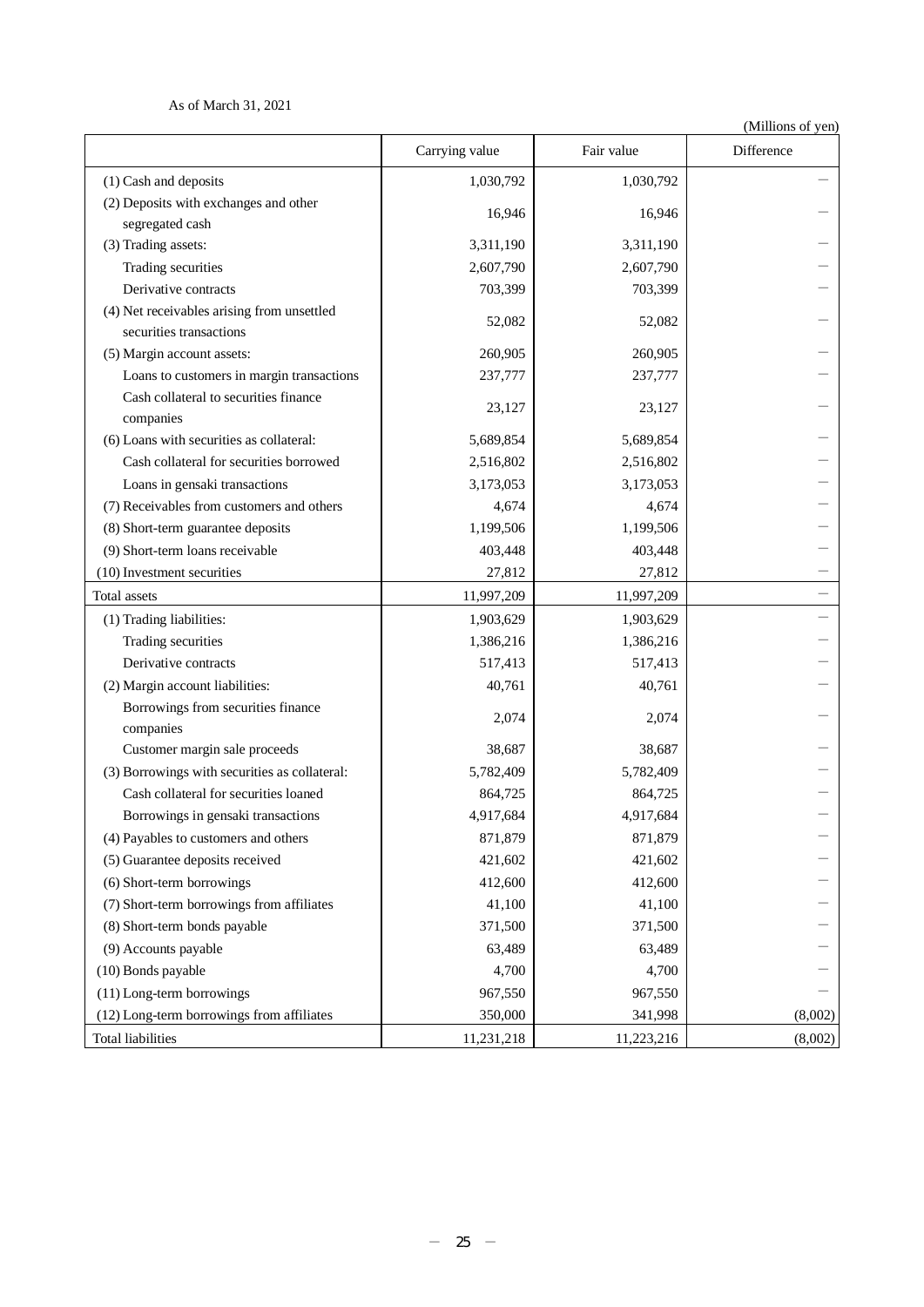As of March 31, 2021

(Millions of yen)

| | Carrying value | Fair value | Difference |
|---|---|---|---|
| (1) Cash and deposits | 1,030,792 | 1,030,792 | － |
| (2) Deposits with exchanges and other segregated cash | 16,946 | 16,946 | － |
| (3) Trading assets: | 3,311,190 | 3,311,190 | － |
| Trading securities | 2,607,790 | 2,607,790 | － |
| Derivative contracts | 703,399 | 703,399 | － |
| (4) Net receivables arising from unsettled securities transactions | 52,082 | 52,082 | － |
| (5) Margin account assets: | 260,905 | 260,905 | － |
| Loans to customers in margin transactions | 237,777 | 237,777 | － |
| Cash collateral to securities finance companies | 23,127 | 23,127 | － |
| (6) Loans with securities as collateral: | 5,689,854 | 5,689,854 | － |
| Cash collateral for securities borrowed | 2,516,802 | 2,516,802 | － |
| Loans in gensaki transactions | 3,173,053 | 3,173,053 | － |
| (7) Receivables from customers and others | 4,674 | 4,674 | － |
| (8) Short-term guarantee deposits | 1,199,506 | 1,199,506 | － |
| (9) Short-term loans receivable | 403,448 | 403,448 | － |
| (10) Investment securities | 27,812 | 27,812 | － |
| Total assets | 11,997,209 | 11,997,209 | － |
| (1) Trading liabilities: | 1,903,629 | 1,903,629 | － |
| Trading securities | 1,386,216 | 1,386,216 | － |
| Derivative contracts | 517,413 | 517,413 | － |
| (2) Margin account liabilities: | 40,761 | 40,761 | － |
| Borrowings from securities finance companies | 2,074 | 2,074 | － |
| Customer margin sale proceeds | 38,687 | 38,687 | － |
| (3) Borrowings with securities as collateral: | 5,782,409 | 5,782,409 | － |
| Cash collateral for securities loaned | 864,725 | 864,725 | － |
| Borrowings in gensaki transactions | 4,917,684 | 4,917,684 | － |
| (4) Payables to customers and others | 871,879 | 871,879 | － |
| (5) Guarantee deposits received | 421,602 | 421,602 | － |
| (6) Short-term borrowings | 412,600 | 412,600 | － |
| (7) Short-term borrowings from affiliates | 41,100 | 41,100 | － |
| (8) Short-term bonds payable | 371,500 | 371,500 | － |
| (9) Accounts payable | 63,489 | 63,489 | － |
| (10) Bonds payable | 4,700 | 4,700 | － |
| (11) Long-term borrowings | 967,550 | 967,550 | － |
| (12) Long-term borrowings from affiliates | 350,000 | 341,998 | (8,002) |
| Total liabilities | 11,231,218 | 11,223,216 | (8,002) |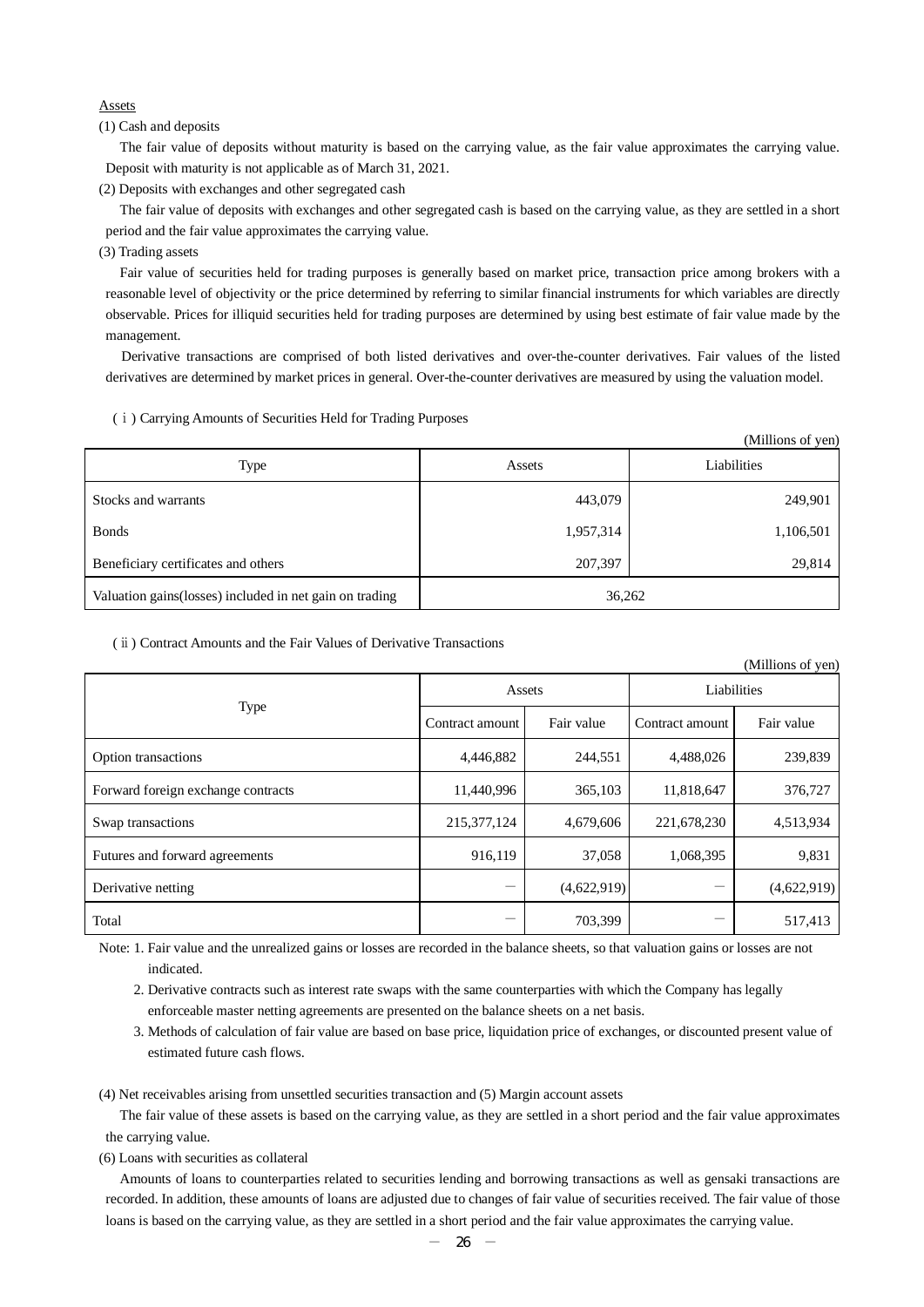Assets

(1) Cash and deposits

The fair value of deposits without maturity is based on the carrying value, as the fair value approximates the carrying value. Deposit with maturity is not applicable as of March 31, 2021.

(2) Deposits with exchanges and other segregated cash

The fair value of deposits with exchanges and other segregated cash is based on the carrying value, as they are settled in a short period and the fair value approximates the carrying value.

(3) Trading assets

Fair value of securities held for trading purposes is generally based on market price, transaction price among brokers with a reasonable level of objectivity or the price determined by referring to similar financial instruments for which variables are directly observable. Prices for illiquid securities held for trading purposes are determined by using best estimate of fair value made by the management.

Derivative transactions are comprised of both listed derivatives and over-the-counter derivatives. Fair values of the listed derivatives are determined by market prices in general. Over-the-counter derivatives are measured by using the valuation model.

（ⅰ) Carrying Amounts of Securities Held for Trading Purposes

(Millions of yen)

| Type | Assets | Liabilities |
|---|---|---|
| Stocks and warrants | 443,079 | 249,901 |
| Bonds | 1,957,314 | 1,106,501 |
| Beneficiary certificates and others | 207,397 | 29,814 |
| Valuation gains(losses) included in net gain on trading | 36,262 | |

（ⅱ) Contract Amounts and the Fair Values of Derivative Transactions

(Millions of yen)

| Type | Assets | | Liabilities | |
|---|---|---|---|---|
| | Contract amount | Fair value | Contract amount | Fair value |
| Option transactions | 4,446,882 | 244,551 | 4,488,026 | 239,839 |
| Forward foreign exchange contracts | 11,440,996 | 365,103 | 11,818,647 | 376,727 |
| Swap transactions | 215,377,124 | 4,679,606 | 221,678,230 | 4,513,934 |
| Futures and forward agreements | 916,119 | 37,058 | 1,068,395 | 9,831 |
| Derivative netting | ― | (4,622,919) | ― | (4,622,919) |
| Total | ― | 703,399 | ― | 517,413 |

Note: 1. Fair value and the unrealized gains or losses are recorded in the balance sheets, so that valuation gains or losses are not indicated.

2. Derivative contracts such as interest rate swaps with the same counterparties with which the Company has legally enforceable master netting agreements are presented on the balance sheets on a net basis.

3. Methods of calculation of fair value are based on base price, liquidation price of exchanges, or discounted present value of estimated future cash flows.

(4) Net receivables arising from unsettled securities transaction and (5) Margin account assets

The fair value of these assets is based on the carrying value, as they are settled in a short period and the fair value approximates the carrying value.

(6) Loans with securities as collateral

Amounts of loans to counterparties related to securities lending and borrowing transactions as well as gensaki transactions are recorded. In addition, these amounts of loans are adjusted due to changes of fair value of securities received. The fair value of those loans is based on the carrying value, as they are settled in a short period and the fair value approximates the carrying value.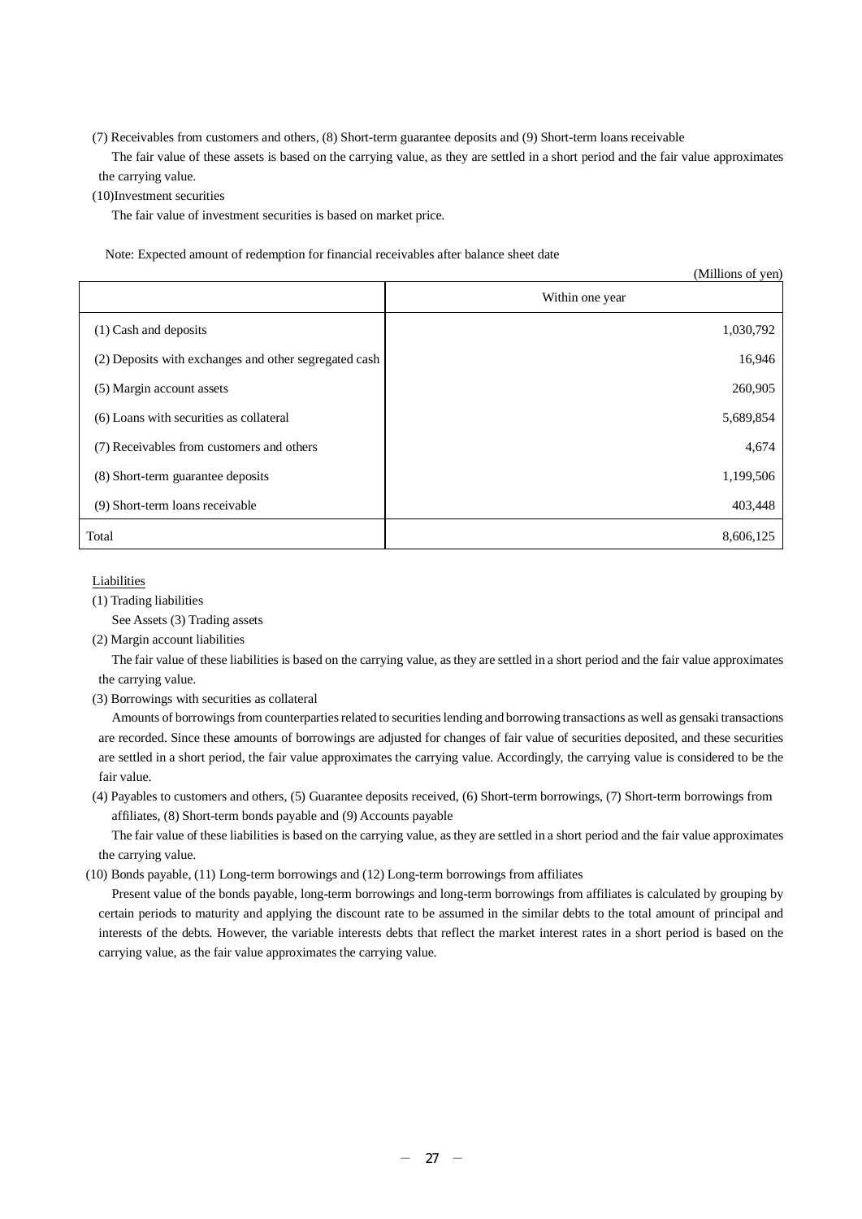(7) Receivables from customers and others, (8) Short-term guarantee deposits and (9) Short-term loans receivable

The fair value of these assets is based on the carrying value, as they are settled in a short period and the fair value approximates the carrying value.

(10)Investment securities

The fair value of investment securities is based on market price.

Note: Expected amount of redemption for financial receivables after balance sheet date

(Millions of yen)

| | Within one year |
|---|---|
| (1) Cash and deposits | 1,030,792 |
| (2) Deposits with exchanges and other segregated cash | 16,946 |
| (5) Margin account assets | 260,905 |
| (6) Loans with securities as collateral | 5,689,854 |
| (7) Receivables from customers and others | 4,674 |
| (8) Short-term guarantee deposits | 1,199,506 |
| (9) Short-term loans receivable | 403,448 |
| Total | 8,606,125 |

Liabilities

(1) Trading liabilities

See Assets (3) Trading assets

(2) Margin account liabilities

The fair value of these liabilities is based on the carrying value, as they are settled in a short period and the fair value approximates the carrying value.

(3) Borrowings with securities as collateral

Amounts of borrowings from counterparties related to securities lending and borrowing transactions as well as gensaki transactions are recorded. Since these amounts of borrowings are adjusted for changes of fair value of securities deposited, and these securities are settled in a short period, the fair value approximates the carrying value. Accordingly, the carrying value is considered to be the fair value.

(4) Payables to customers and others, (5) Guarantee deposits received, (6) Short-term borrowings, (7) Short-term borrowings from affiliates, (8) Short-term bonds payable and (9) Accounts payable

The fair value of these liabilities is based on the carrying value, as they are settled in a short period and the fair value approximates the carrying value.

(10) Bonds payable, (11) Long-term borrowings and (12) Long-term borrowings from affiliates

Present value of the bonds payable, long-term borrowings and long-term borrowings from affiliates is calculated by grouping by certain periods to maturity and applying the discount rate to be assumed in the similar debts to the total amount of principal and interests of the debts. However, the variable interests debts that reflect the market interest rates in a short period is based on the carrying value, as the fair value approximates the carrying value.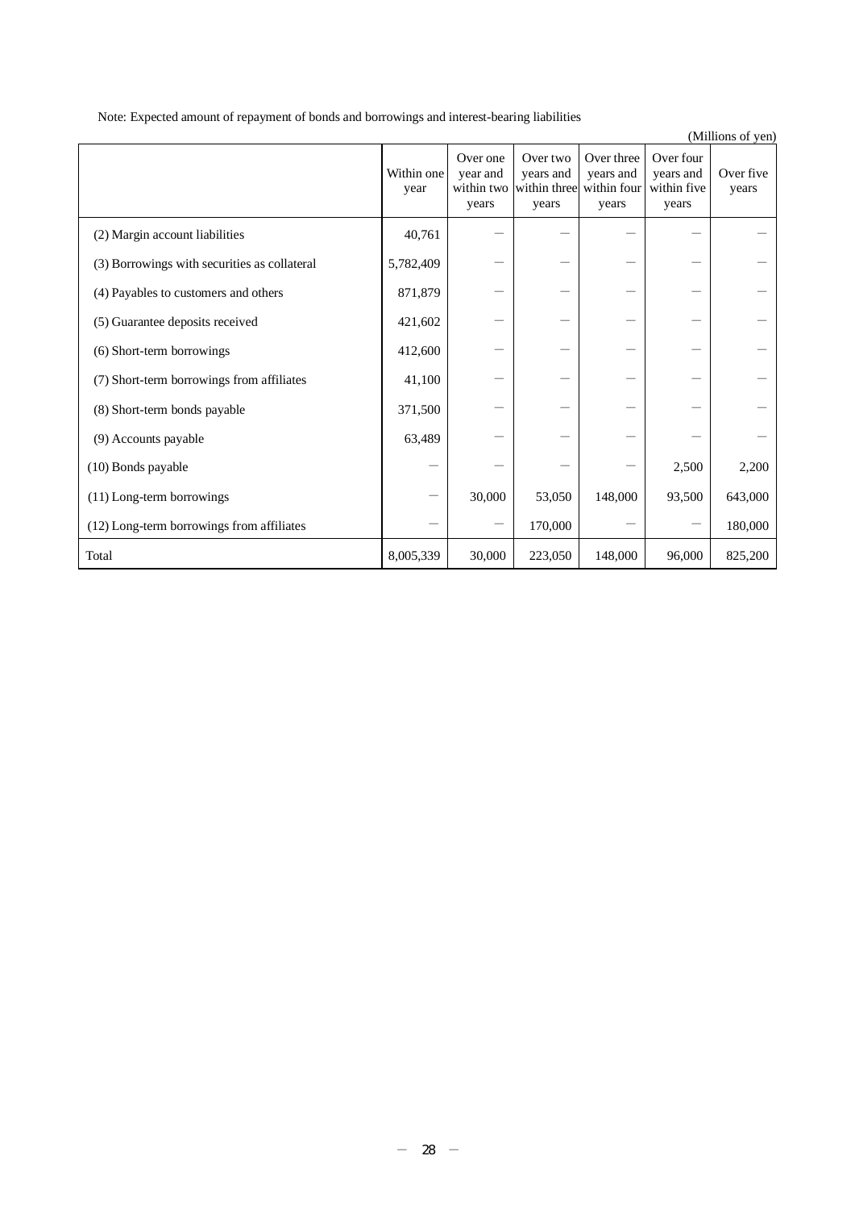Note: Expected amount of repayment of bonds and borrowings and interest-bearing liabilities

(Millions of yen)

| | Within one year | Over one year and within two years | Over two years and within three years | Over three years and within four years | Over four years and within five years | Over five years |
|---|---|---|---|---|---|---|
| (2) Margin account liabilities | 40,761 | — | — | — | — | — |
| (3) Borrowings with securities as collateral | 5,782,409 | — | — | — | — | — |
| (4) Payables to customers and others | 871,879 | — | — | — | — | — |
| (5) Guarantee deposits received | 421,602 | — | — | — | — | — |
| (6) Short-term borrowings | 412,600 | — | — | — | — | — |
| (7) Short-term borrowings from affiliates | 41,100 | — | — | — | — | — |
| (8) Short-term bonds payable | 371,500 | — | — | — | — | — |
| (9) Accounts payable | 63,489 | — | — | — | — | — |
| (10) Bonds payable | — | — | — | — | 2,500 | 2,200 |
| (11) Long-term borrowings | — | 30,000 | 53,050 | 148,000 | 93,500 | 643,000 |
| (12) Long-term borrowings from affiliates | — | — | 170,000 | — | — | 180,000 |
| Total | 8,005,339 | 30,000 | 223,050 | 148,000 | 96,000 | 825,200 |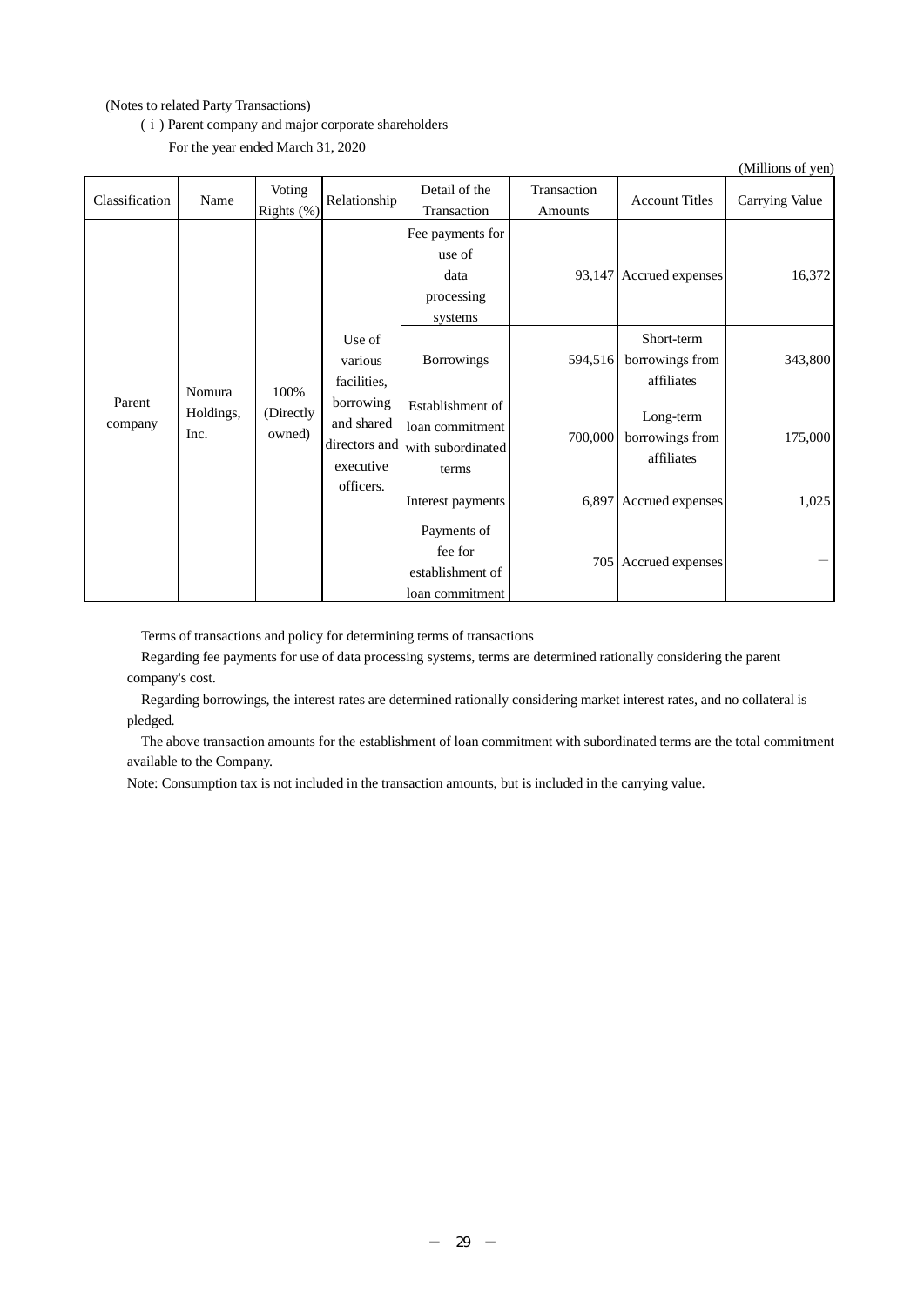(Notes to related Party Transactions)

(ⅰ) Parent company and major corporate shareholders

For the year ended March 31, 2020

(Millions of yen)

| Classification | Name | Voting Rights (%) | Relationship | Detail of the Transaction | Transaction Amounts | Account Titles | Carrying Value |
|---|---|---|---|---|---|---|---|
| Parent company | Nomura Holdings, Inc. | 100% (Directly owned) | Use of various facilities, borrowing and shared directors and executive officers. | Fee payments for use of data processing systems | 93,147 | Accrued expenses | 16,372 |
| | | | | Borrowings | 594,516 | Short-term borrowings from affiliates | 343,800 |
| | | | | Establishment of loan commitment with subordinated terms | 700,000 | Long-term borrowings from affiliates | 175,000 |
| | | | | Interest payments | 6,897 | Accrued expenses | 1,025 |
| | | | | Payments of fee for establishment of loan commitment | 705 | Accrued expenses | ― |

Terms of transactions and policy for determining terms of transactions

Regarding fee payments for use of data processing systems, terms are determined rationally considering the parent company's cost.

Regarding borrowings, the interest rates are determined rationally considering market interest rates, and no collateral is pledged.

The above transaction amounts for the establishment of loan commitment with subordinated terms are the total commitment available to the Company.

Note: Consumption tax is not included in the transaction amounts, but is included in the carrying value.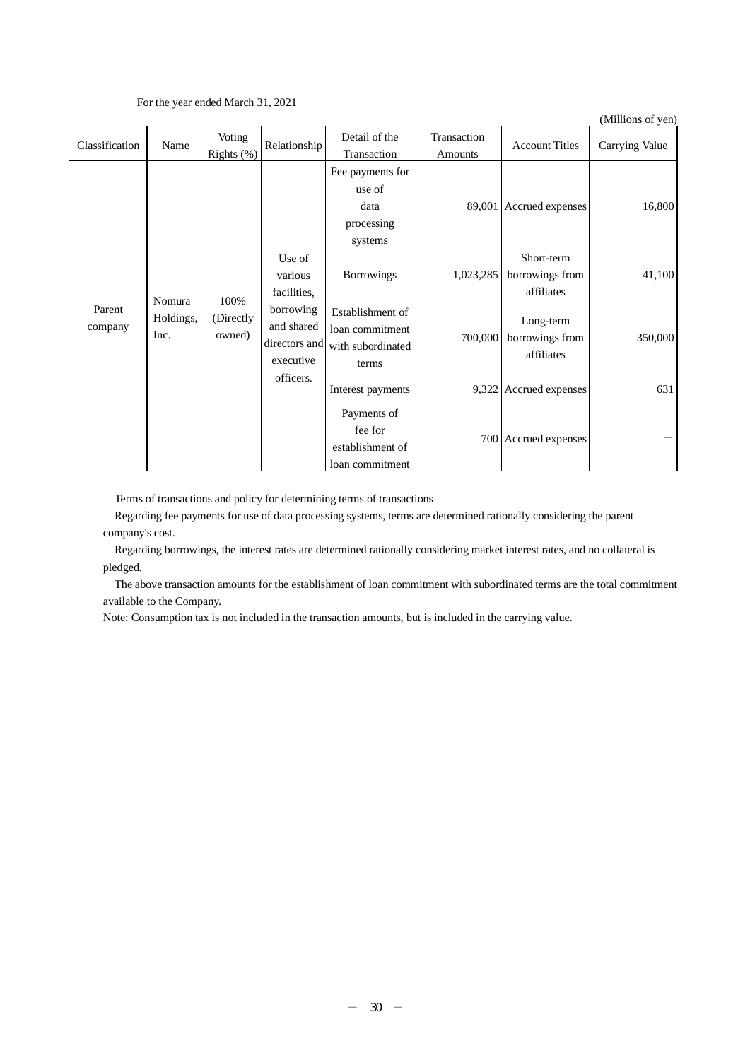For the year ended March 31, 2021

(Millions of yen)

| Classification | Name | Voting Rights (%) | Relationship | Detail of the Transaction | Transaction Amounts | Account Titles | Carrying Value |
|---|---|---|---|---|---|---|---|
| Parent company | Nomura Holdings, Inc. | 100% (Directly owned) | Use of various facilities, borrowing and shared directors and executive officers. | Fee payments for use of data processing systems | 89,001 | Accrued expenses | 16,800 |
| | | | | Borrowings | 1,023,285 | Short-term borrowings from affiliates | 41,100 |
| | | | | Establishment of loan commitment with subordinated terms | 700,000 | Long-term borrowings from affiliates | 350,000 |
| | | | | Interest payments | 9,322 | Accrued expenses | 631 |
| | | | | Payments of fee for establishment of loan commitment | 700 | Accrued expenses | ― |

Terms of transactions and policy for determining terms of transactions

Regarding fee payments for use of data processing systems, terms are determined rationally considering the parent company's cost.

Regarding borrowings, the interest rates are determined rationally considering market interest rates, and no collateral is pledged.

The above transaction amounts for the establishment of loan commitment with subordinated terms are the total commitment available to the Company.

Note: Consumption tax is not included in the transaction amounts, but is included in the carrying value.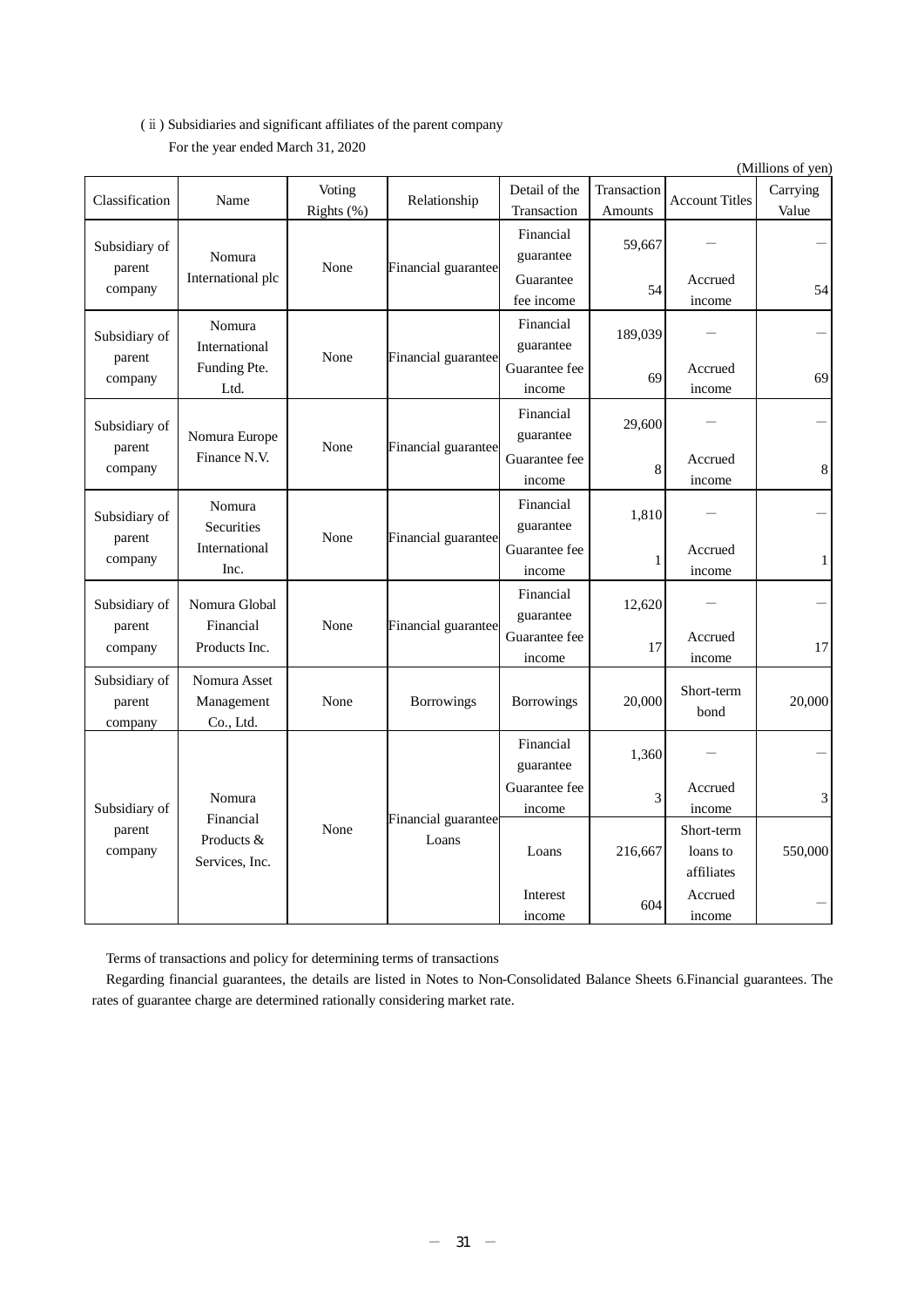(ⅱ) Subsidiaries and significant affiliates of the parent company

For the year ended March 31, 2020

(Millions of yen)

| Classification | Name | Voting Rights (%) | Relationship | Detail of the Transaction | Transaction Amounts | Account Titles | Carrying Value |
|---|---|---|---|---|---|---|---|
| Subsidiary of parent company | Nomura International plc | None | Financial guarantee | Financial guarantee | 59,667 | − | − |
| | | | | Guarantee fee income | 54 | Accrued income | 54 |
| Subsidiary of parent company | Nomura International Funding Pte. Ltd. | None | Financial guarantee | Financial guarantee | 189,039 | − | − |
| | | | | Guarantee fee income | 69 | Accrued income | 69 |
| Subsidiary of parent company | Nomura Europe Finance N.V. | None | Financial guarantee | Financial guarantee | 29,600 | − | − |
| | | | | Guarantee fee income | 8 | Accrued income | 8 |
| Subsidiary of parent company | Nomura Securities International Inc. | None | Financial guarantee | Financial guarantee | 1,810 | − | − |
| | | | | Guarantee fee income | 1 | Accrued income | 1 |
| Subsidiary of parent company | Nomura Global Financial Products Inc. | None | Financial guarantee | Financial guarantee | 12,620 | − | − |
| | | | | Guarantee fee income | 17 | Accrued income | 17 |
| Subsidiary of parent company | Nomura Asset Management Co., Ltd. | None | Borrowings | Borrowings | 20,000 | Short-term bond | 20,000 |
| Subsidiary of parent company | Nomura Financial Products & Services, Inc. | None | Financial guarantee Loans | Financial guarantee | 1,360 | − | − |
| | | | | Guarantee fee income | 3 | Accrued income | 3 |
| | | | | Loans | 216,667 | Short-term loans to affiliates | 550,000 |
| | | | | Interest income | 604 | Accrued income | − |

Terms of transactions and policy for determining terms of transactions

Regarding financial guarantees, the details are listed in Notes to Non-Consolidated Balance Sheets 6.Financial guarantees. The rates of guarantee charge are determined rationally considering market rate.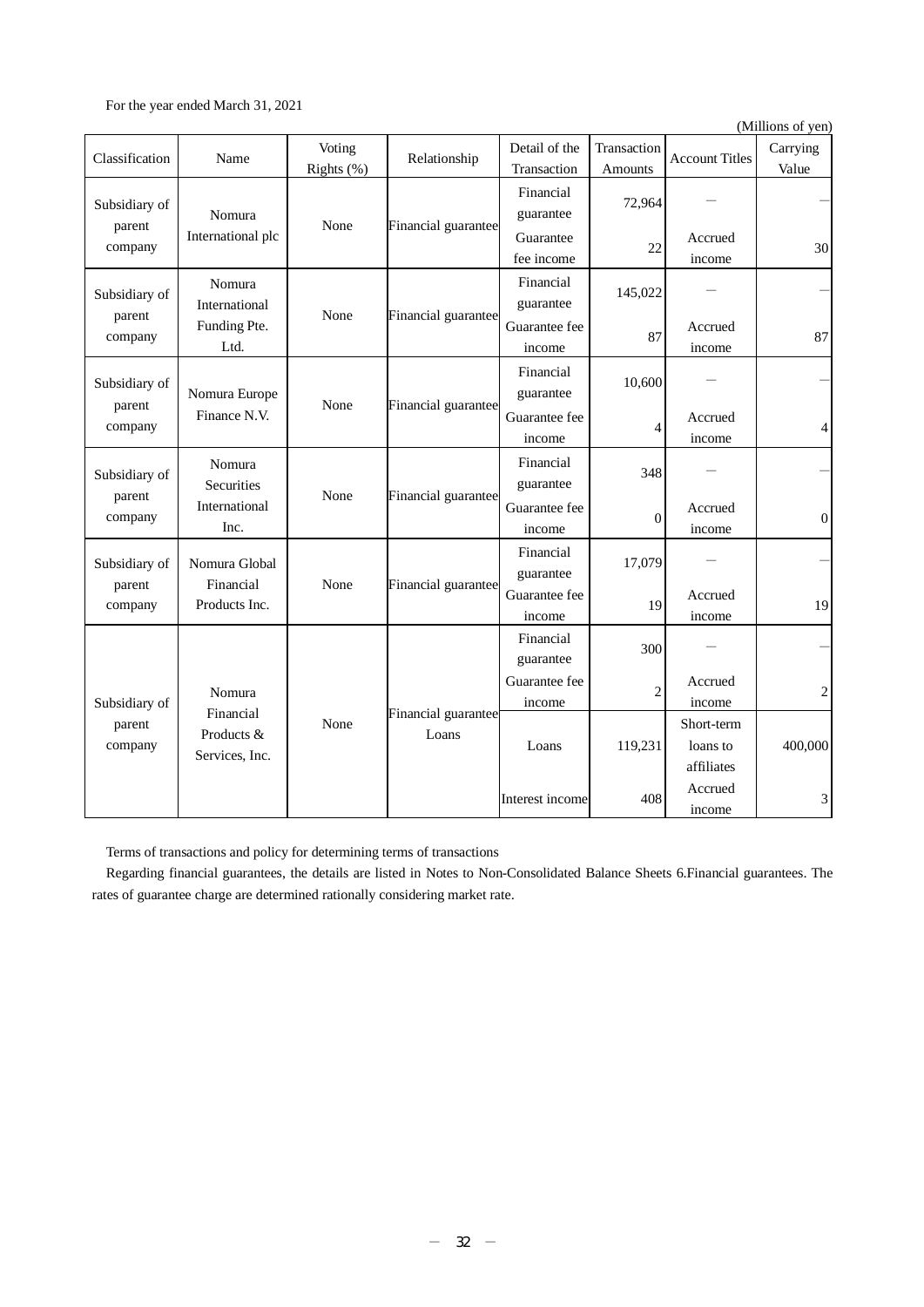For the year ended March 31, 2021

(Millions of yen)

| Classification | Name | Voting Rights (%) | Relationship | Detail of the Transaction | Transaction Amounts | Account Titles | Carrying Value |
|---|---|---|---|---|---|---|---|
| Subsidiary of parent company | Nomura International plc | None | Financial guarantee | Financial guarantee | 72,964 | ― | ― |
| | | | | Guarantee fee income | 22 | Accrued income | 30 |
| Subsidiary of parent company | Nomura International Funding Pte. Ltd. | None | Financial guarantee | Financial guarantee | 145,022 | ― | ― |
| | | | | Guarantee fee income | 87 | Accrued income | 87 |
| Subsidiary of parent company | Nomura Europe Finance N.V. | None | Financial guarantee | Financial guarantee | 10,600 | ― | ― |
| | | | | Guarantee fee income | 4 | Accrued income | 4 |
| Subsidiary of parent company | Nomura Securities International Inc. | None | Financial guarantee | Financial guarantee | 348 | ― | ― |
| | | | | Guarantee fee income | 0 | Accrued income | 0 |
| Subsidiary of parent company | Nomura Global Financial Products Inc. | None | Financial guarantee | Financial guarantee | 17,079 | ― | ― |
| | | | | Guarantee fee income | 19 | Accrued income | 19 |
| Subsidiary of parent company | Nomura Financial Products & Services, Inc. | None | Financial guarantee Loans | Financial guarantee | 300 | ― | ― |
| | | | | Guarantee fee income | 2 | Accrued income | 2 |
| | | | | Loans | 119,231 | Short-term loans to affiliates | 400,000 |
| | | | | Interest income | 408 | Accrued income | 3 |

Terms of transactions and policy for determining terms of transactions

Regarding financial guarantees, the details are listed in Notes to Non-Consolidated Balance Sheets 6.Financial guarantees. The rates of guarantee charge are determined rationally considering market rate.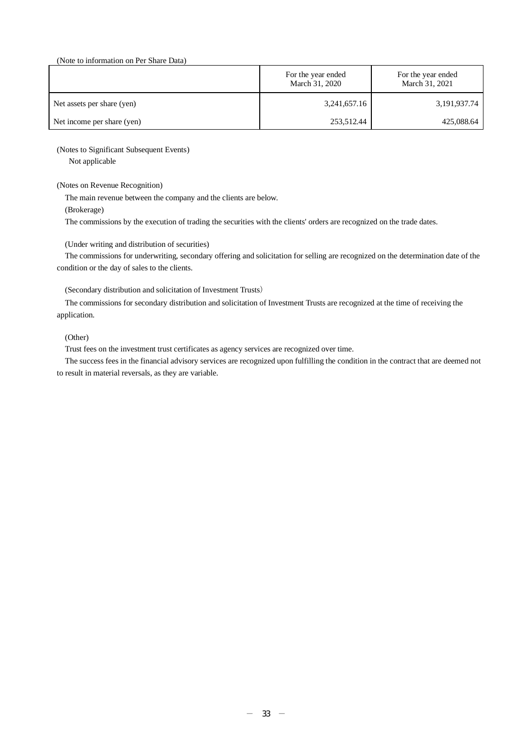(Note to information on Per Share Data)

| | For the year ended March 31, 2020 | For the year ended March 31, 2021 |
|---|---|---|
| Net assets per share (yen) | 3,241,657.16 | 3,191,937.74 |
| Net income per share (yen) | 253,512.44 | 425,088.64 |

(Notes to Significant Subsequent Events)

Not applicable

(Notes on Revenue Recognition)

The main revenue between the company and the clients are below.

(Brokerage)

The commissions by the execution of trading the securities with the clients' orders are recognized on the trade dates.

(Under writing and distribution of securities)

The commissions for underwriting, secondary offering and solicitation for selling are recognized on the determination date of the condition or the day of sales to the clients.

(Secondary distribution and solicitation of Investment Trusts)

The commissions for secondary distribution and solicitation of Investment Trusts are recognized at the time of receiving the application.

(Other)

Trust fees on the investment trust certificates as agency services are recognized over time.

The success fees in the financial advisory services are recognized upon fulfilling the condition in the contract that are deemed not to result in material reversals, as they are variable.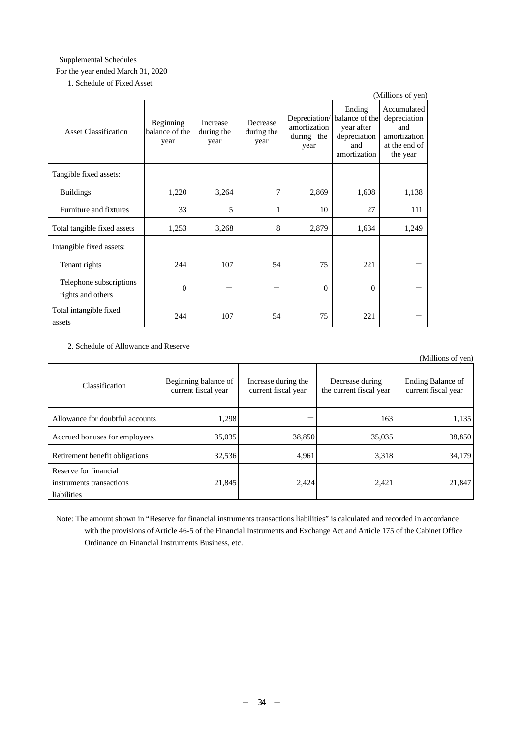Supplemental Schedules

For the year ended March 31, 2020

1. Schedule of Fixed Asset

(Millions of yen)

| Asset Classification | Beginning balance of the year | Increase during the year | Decrease during the year | Depreciation/ amortization during the year | Ending balance of the year after depreciation and amortization | Accumulated depreciation and amortization at the end of the year |
|---|---|---|---|---|---|---|
| Tangible fixed assets: | | | | | | |
| Buildings | 1,220 | 3,264 | 7 | 2,869 | 1,608 | 1,138 |
| Furniture and fixtures | 33 | 5 | 1 | 10 | 27 | 111 |
| Total tangible fixed assets | 1,253 | 3,268 | 8 | 2,879 | 1,634 | 1,249 |
| Intangible fixed assets: | | | | | | |
| Tenant rights | 244 | 107 | 54 | 75 | 221 | ― |
| Telephone subscriptions rights and others | 0 | ― | ― | 0 | 0 | ― |
| Total intangible fixed assets | 244 | 107 | 54 | 75 | 221 | ― |

2. Schedule of Allowance and Reserve

(Millions of yen)

| Classification | Beginning balance of current fiscal year | Increase during the current fiscal year | Decrease during the current fiscal year | Ending Balance of current fiscal year |
|---|---|---|---|---|
| Allowance for doubtful accounts | 1,298 | ― | 163 | 1,135 |
| Accrued bonuses for employees | 35,035 | 38,850 | 35,035 | 38,850 |
| Retirement benefit obligations | 32,536 | 4,961 | 3,318 | 34,179 |
| Reserve for financial instruments transactions liabilities | 21,845 | 2,424 | 2,421 | 21,847 |

Note: The amount shown in "Reserve for financial instruments transactions liabilities" is calculated and recorded in accordance with the provisions of Article 46-5 of the Financial Instruments and Exchange Act and Article 175 of the Cabinet Office Ordinance on Financial Instruments Business, etc.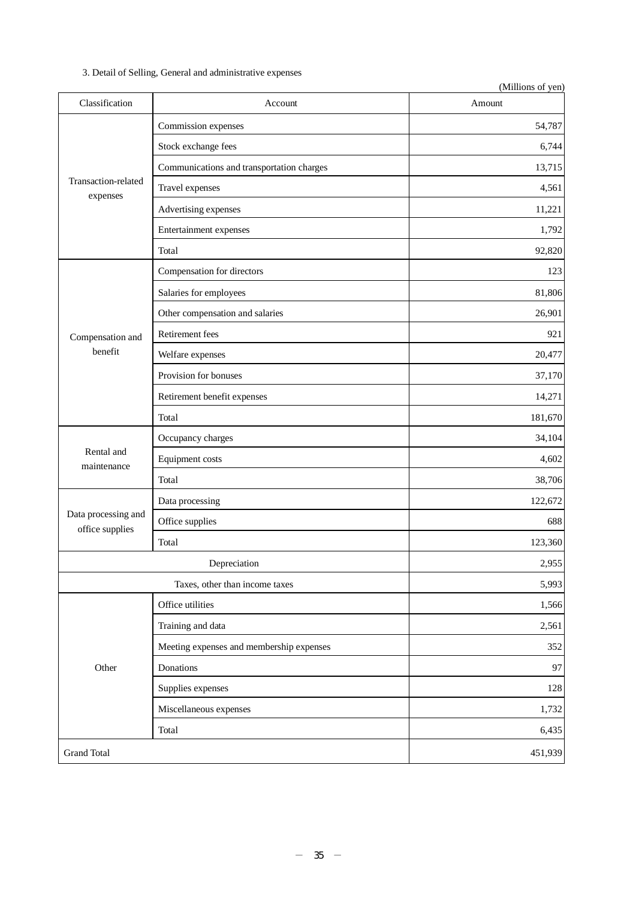3. Detail of Selling, General and administrative expenses

(Millions of yen)

| Classification | Account | Amount |
|---|---|---|
| Transaction-related expenses | Commission expenses | 54,787 |
| | Stock exchange fees | 6,744 |
| | Communications and transportation charges | 13,715 |
| | Travel expenses | 4,561 |
| | Advertising expenses | 11,221 |
| | Entertainment expenses | 1,792 |
| | Total | 92,820 |
| Compensation and benefit | Compensation for directors | 123 |
| | Salaries for employees | 81,806 |
| | Other compensation and salaries | 26,901 |
| | Retirement fees | 921 |
| | Welfare expenses | 20,477 |
| | Provision for bonuses | 37,170 |
| | Retirement benefit expenses | 14,271 |
| | Total | 181,670 |
| Rental and maintenance | Occupancy charges | 34,104 |
| | Equipment costs | 4,602 |
| | Total | 38,706 |
| Data processing and office supplies | Data processing | 122,672 |
| | Office supplies | 688 |
| | Total | 123,360 |
| Depreciation | | 2,955 |
| Taxes, other than income taxes | | 5,993 |
| Other | Office utilities | 1,566 |
| | Training and data | 2,561 |
| | Meeting expenses and membership expenses | 352 |
| | Donations | 97 |
| | Supplies expenses | 128 |
| | Miscellaneous expenses | 1,732 |
| | Total | 6,435 |
| Grand Total | | 451,939 |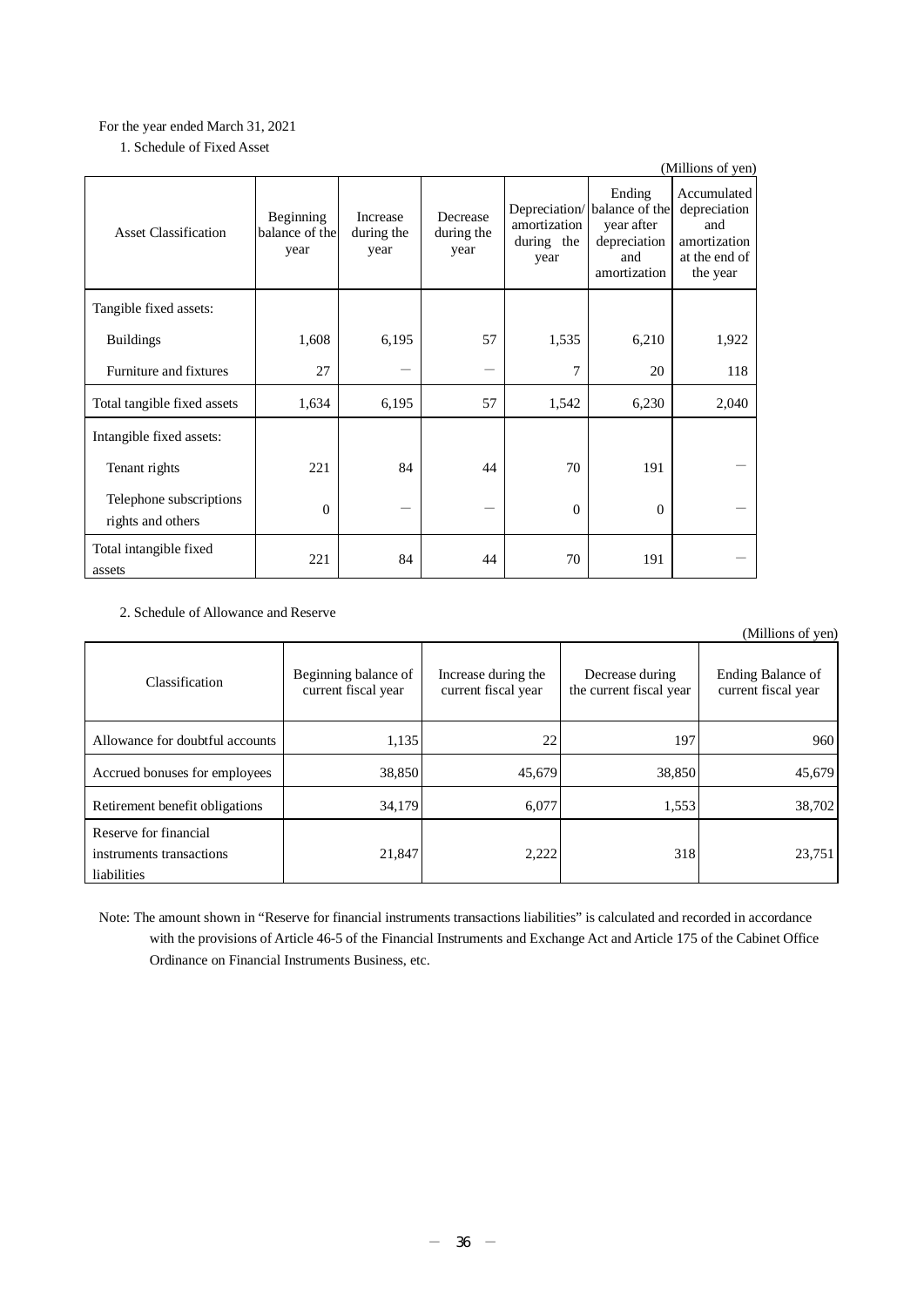For the year ended March 31, 2021

1. Schedule of Fixed Asset

(Millions of yen)

| Asset Classification | Beginning balance of the year | Increase during the year | Decrease during the year | Depreciation/ amortization during the year | Ending balance of the year after depreciation and amortization | Accumulated depreciation and amortization at the end of the year |
|---|---|---|---|---|---|---|
| Tangible fixed assets: | | | | | | |
| Buildings | 1,608 | 6,195 | 57 | 1,535 | 6,210 | 1,922 |
| Furniture and fixtures | 27 | — | — | 7 | 20 | 118 |
| Total tangible fixed assets | 1,634 | 6,195 | 57 | 1,542 | 6,230 | 2,040 |
| Intangible fixed assets: | | | | | | |
| Tenant rights | 221 | 84 | 44 | 70 | 191 | — |
| Telephone subscriptions rights and others | 0 | — | — | 0 | 0 | — |
| Total intangible fixed assets | 221 | 84 | 44 | 70 | 191 | — |

2. Schedule of Allowance and Reserve

(Millions of yen)

| Classification | Beginning balance of current fiscal year | Increase during the current fiscal year | Decrease during the current fiscal year | Ending Balance of current fiscal year |
|---|---|---|---|---|
| Allowance for doubtful accounts | 1,135 | 22 | 197 | 960 |
| Accrued bonuses for employees | 38,850 | 45,679 | 38,850 | 45,679 |
| Retirement benefit obligations | 34,179 | 6,077 | 1,553 | 38,702 |
| Reserve for financial instruments transactions liabilities | 21,847 | 2,222 | 318 | 23,751 |

Note: The amount shown in "Reserve for financial instruments transactions liabilities" is calculated and recorded in accordance with the provisions of Article 46-5 of the Financial Instruments and Exchange Act and Article 175 of the Cabinet Office Ordinance on Financial Instruments Business, etc.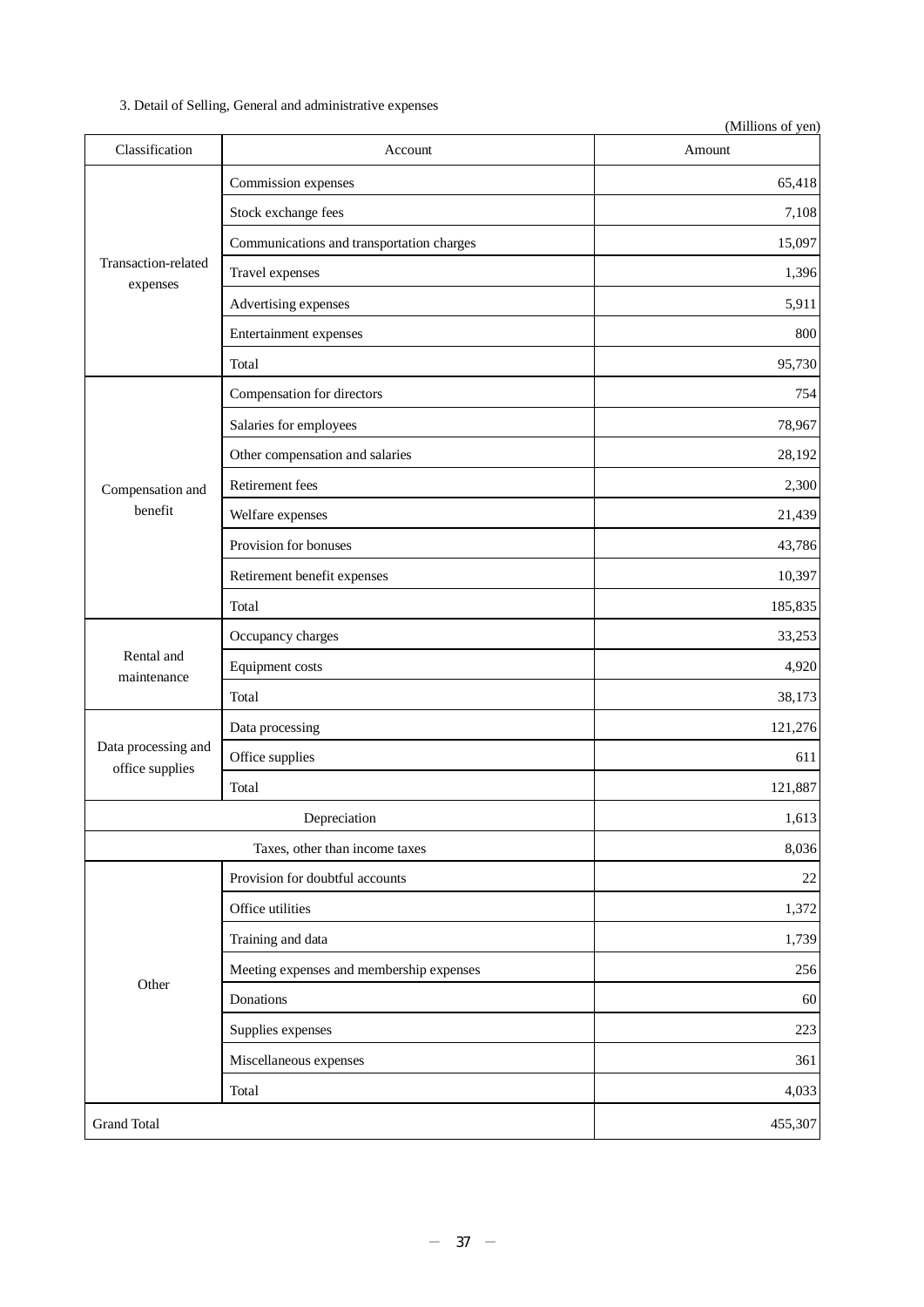3. Detail of Selling, General and administrative expenses

(Millions of yen)

| Classification | Account | Amount |
|---|---|---|
| Transaction-related expenses | Commission expenses | 65,418 |
| | Stock exchange fees | 7,108 |
| | Communications and transportation charges | 15,097 |
| | Travel expenses | 1,396 |
| | Advertising expenses | 5,911 |
| | Entertainment expenses | 800 |
| | Total | 95,730 |
| Compensation and benefit | Compensation for directors | 754 |
| | Salaries for employees | 78,967 |
| | Other compensation and salaries | 28,192 |
| | Retirement fees | 2,300 |
| | Welfare expenses | 21,439 |
| | Provision for bonuses | 43,786 |
| | Retirement benefit expenses | 10,397 |
| | Total | 185,835 |
| Rental and maintenance | Occupancy charges | 33,253 |
| | Equipment costs | 4,920 |
| | Total | 38,173 |
| Data processing and office supplies | Data processing | 121,276 |
| | Office supplies | 611 |
| | Total | 121,887 |
| Depreciation | | 1,613 |
| Taxes, other than income taxes | | 8,036 |
| Other | Provision for doubtful accounts | 22 |
| | Office utilities | 1,372 |
| | Training and data | 1,739 |
| | Meeting expenses and membership expenses | 256 |
| | Donations | 60 |
| | Supplies expenses | 223 |
| | Miscellaneous expenses | 361 |
| | Total | 4,033 |
| Grand Total | | 455,307 |